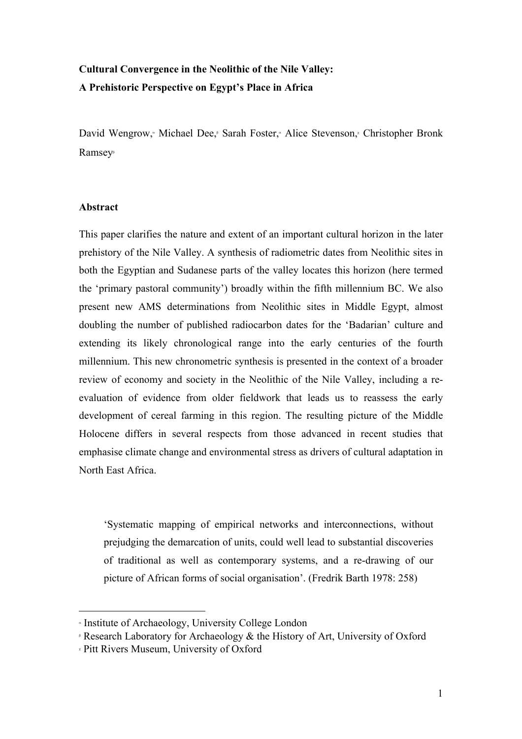**Cultural Convergence in the Neolithic of the Nile Valley:**
**A Prehistoric Perspective on Egypt's Place in Africa**

David Wengrow,[α] Michael Dee,[β] Sarah Foster,[α] Alice Stevenson,[χ] Christopher Bronk Ramsey[β]

**Abstract**

This paper clarifies the nature and extent of an important cultural horizon in the later prehistory of the Nile Valley. A synthesis of radiometric dates from Neolithic sites in both the Egyptian and Sudanese parts of the valley locates this horizon (here termed the 'primary pastoral community') broadly within the fifth millennium BC. We also present new AMS determinations from Neolithic sites in Middle Egypt, almost doubling the number of published radiocarbon dates for the 'Badarian' culture and extending its likely chronological range into the early centuries of the fourth millennium. This new chronometric synthesis is presented in the context of a broader review of economy and society in the Neolithic of the Nile Valley, including a re-evaluation of evidence from older fieldwork that leads us to reassess the early development of cereal farming in this region. The resulting picture of the Middle Holocene differs in several respects from those advanced in recent studies that emphasise climate change and environmental stress as drivers of cultural adaptation in North East Africa.

> 'Systematic mapping of empirical networks and interconnections, without prejudging the demarcation of units, could well lead to substantial discoveries of traditional as well as contemporary systems, and a re-drawing of our picture of African forms of social organisation'. (Fredrik Barth 1978: 258)

[α] Institute of Archaeology, University College London
[β] Research Laboratory for Archaeology & the History of Art, University of Oxford
[χ] Pitt Rivers Museum, University of Oxford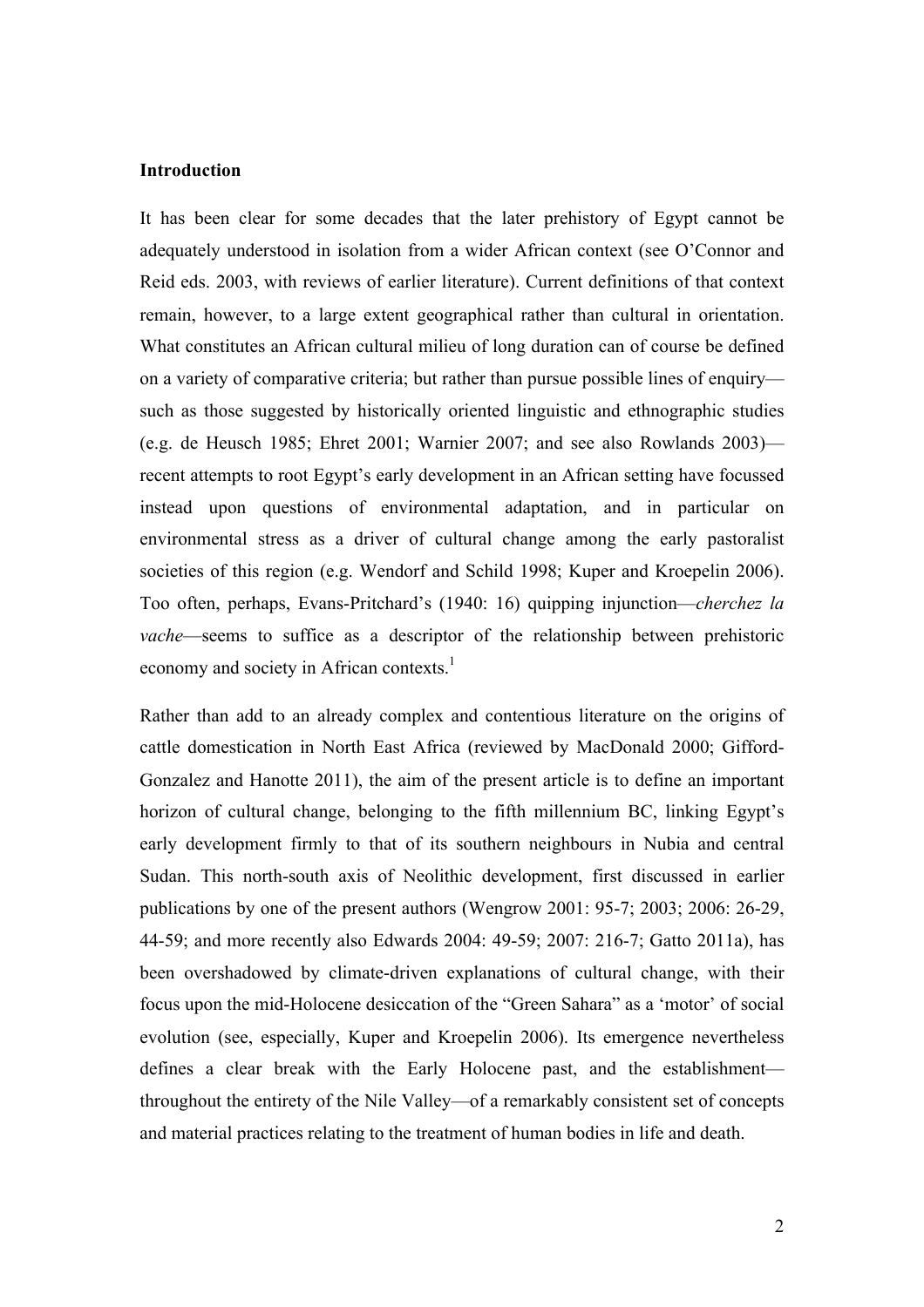**Introduction**

It has been clear for some decades that the later prehistory of Egypt cannot be adequately understood in isolation from a wider African context (see O'Connor and Reid eds. 2003, with reviews of earlier literature). Current definitions of that context remain, however, to a large extent geographical rather than cultural in orientation. What constitutes an African cultural milieu of long duration can of course be defined on a variety of comparative criteria; but rather than pursue possible lines of enquiry—such as those suggested by historically oriented linguistic and ethnographic studies (e.g. de Heusch 1985; Ehret 2001; Warnier 2007; and see also Rowlands 2003)—recent attempts to root Egypt's early development in an African setting have focussed instead upon questions of environmental adaptation, and in particular on environmental stress as a driver of cultural change among the early pastoralist societies of this region (e.g. Wendorf and Schild 1998; Kuper and Kroepelin 2006). Too often, perhaps, Evans-Pritchard's (1940: 16) quipping injunction—*cherchez la vache*—seems to suffice as a descriptor of the relationship between prehistoric economy and society in African contexts.[1]

Rather than add to an already complex and contentious literature on the origins of cattle domestication in North East Africa (reviewed by MacDonald 2000; Gifford-Gonzalez and Hanotte 2011), the aim of the present article is to define an important horizon of cultural change, belonging to the fifth millennium BC, linking Egypt's early development firmly to that of its southern neighbours in Nubia and central Sudan. This north-south axis of Neolithic development, first discussed in earlier publications by one of the present authors (Wengrow 2001: 95-7; 2003; 2006: 26-29, 44-59; and more recently also Edwards 2004: 49-59; 2007: 216-7; Gatto 2011a), has been overshadowed by climate-driven explanations of cultural change, with their focus upon the mid-Holocene desiccation of the "Green Sahara" as a 'motor' of social evolution (see, especially, Kuper and Kroepelin 2006). Its emergence nevertheless defines a clear break with the Early Holocene past, and the establishment—throughout the entirety of the Nile Valley—of a remarkably consistent set of concepts and material practices relating to the treatment of human bodies in life and death.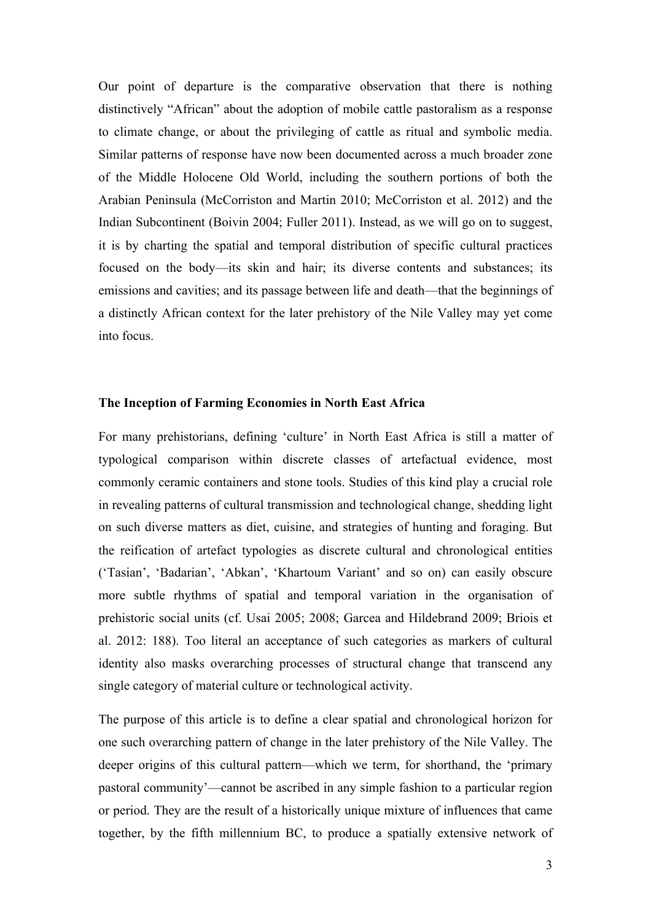Our point of departure is the comparative observation that there is nothing distinctively "African" about the adoption of mobile cattle pastoralism as a response to climate change, or about the privileging of cattle as ritual and symbolic media. Similar patterns of response have now been documented across a much broader zone of the Middle Holocene Old World, including the southern portions of both the Arabian Peninsula (McCorriston and Martin 2010; McCorriston et al. 2012) and the Indian Subcontinent (Boivin 2004; Fuller 2011). Instead, as we will go on to suggest, it is by charting the spatial and temporal distribution of specific cultural practices focused on the body—its skin and hair; its diverse contents and substances; its emissions and cavities; and its passage between life and death—that the beginnings of a distinctly African context for the later prehistory of the Nile Valley may yet come into focus.

**The Inception of Farming Economies in North East Africa**

For many prehistorians, defining 'culture' in North East Africa is still a matter of typological comparison within discrete classes of artefactual evidence, most commonly ceramic containers and stone tools. Studies of this kind play a crucial role in revealing patterns of cultural transmission and technological change, shedding light on such diverse matters as diet, cuisine, and strategies of hunting and foraging. But the reification of artefact typologies as discrete cultural and chronological entities ('Tasian', 'Badarian', 'Abkan', 'Khartoum Variant' and so on) can easily obscure more subtle rhythms of spatial and temporal variation in the organisation of prehistoric social units (cf. Usai 2005; 2008; Garcea and Hildebrand 2009; Briois et al. 2012: 188). Too literal an acceptance of such categories as markers of cultural identity also masks overarching processes of structural change that transcend any single category of material culture or technological activity.

The purpose of this article is to define a clear spatial and chronological horizon for one such overarching pattern of change in the later prehistory of the Nile Valley. The deeper origins of this cultural pattern—which we term, for shorthand, the 'primary pastoral community'—cannot be ascribed in any simple fashion to a particular region or period. They are the result of a historically unique mixture of influences that came together, by the fifth millennium BC, to produce a spatially extensive network of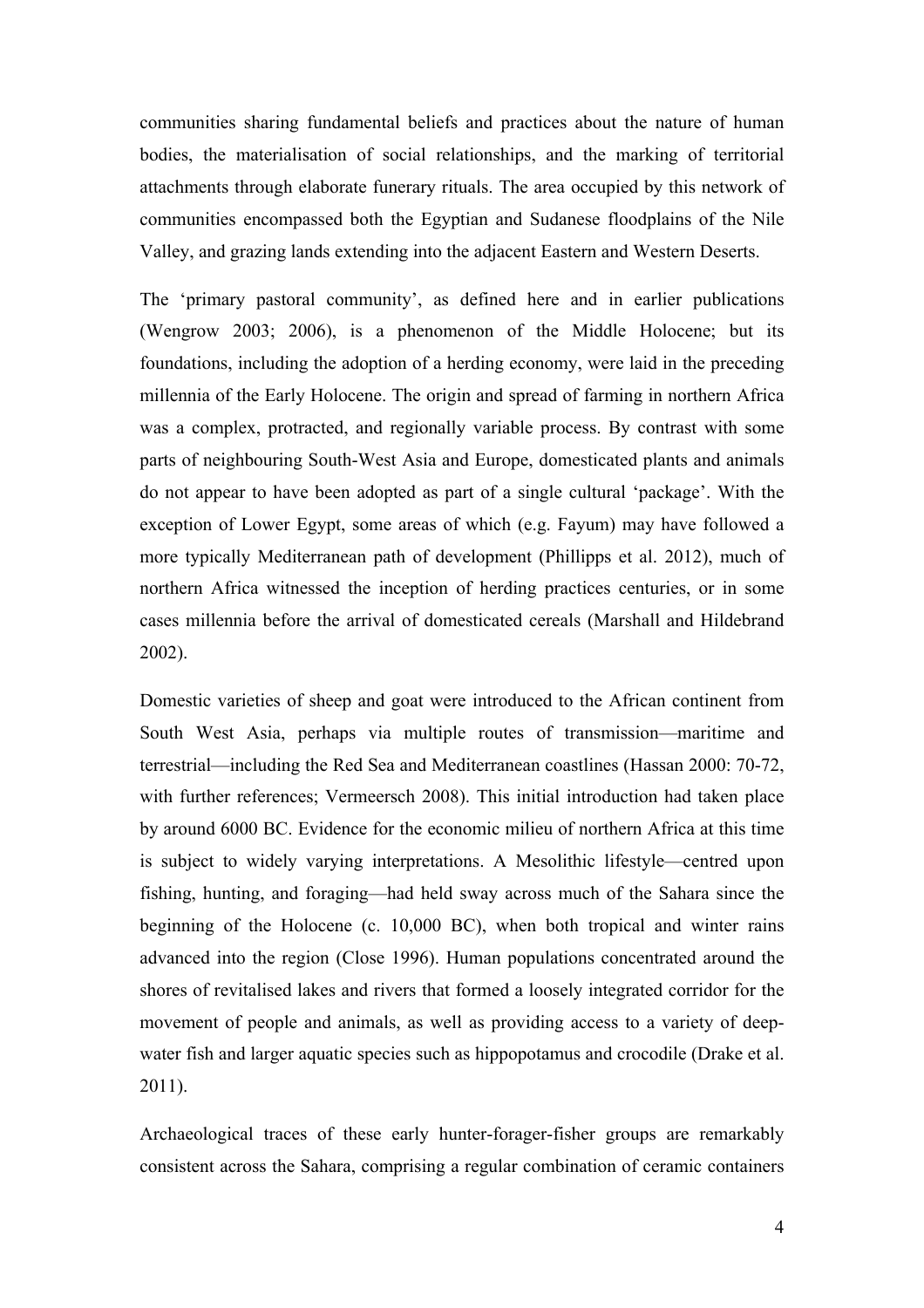communities sharing fundamental beliefs and practices about the nature of human bodies, the materialisation of social relationships, and the marking of territorial attachments through elaborate funerary rituals. The area occupied by this network of communities encompassed both the Egyptian and Sudanese floodplains of the Nile Valley, and grazing lands extending into the adjacent Eastern and Western Deserts.

The 'primary pastoral community', as defined here and in earlier publications (Wengrow 2003; 2006), is a phenomenon of the Middle Holocene; but its foundations, including the adoption of a herding economy, were laid in the preceding millennia of the Early Holocene. The origin and spread of farming in northern Africa was a complex, protracted, and regionally variable process. By contrast with some parts of neighbouring South-West Asia and Europe, domesticated plants and animals do not appear to have been adopted as part of a single cultural 'package'. With the exception of Lower Egypt, some areas of which (e.g. Fayum) may have followed a more typically Mediterranean path of development (Phillipps et al. 2012), much of northern Africa witnessed the inception of herding practices centuries, or in some cases millennia before the arrival of domesticated cereals (Marshall and Hildebrand 2002).

Domestic varieties of sheep and goat were introduced to the African continent from South West Asia, perhaps via multiple routes of transmission—maritime and terrestrial—including the Red Sea and Mediterranean coastlines (Hassan 2000: 70-72, with further references; Vermeersch 2008). This initial introduction had taken place by around 6000 BC. Evidence for the economic milieu of northern Africa at this time is subject to widely varying interpretations. A Mesolithic lifestyle—centred upon fishing, hunting, and foraging—had held sway across much of the Sahara since the beginning of the Holocene (c. 10,000 BC), when both tropical and winter rains advanced into the region (Close 1996). Human populations concentrated around the shores of revitalised lakes and rivers that formed a loosely integrated corridor for the movement of people and animals, as well as providing access to a variety of deep-water fish and larger aquatic species such as hippopotamus and crocodile (Drake et al. 2011).

Archaeological traces of these early hunter-forager-fisher groups are remarkably consistent across the Sahara, comprising a regular combination of ceramic containers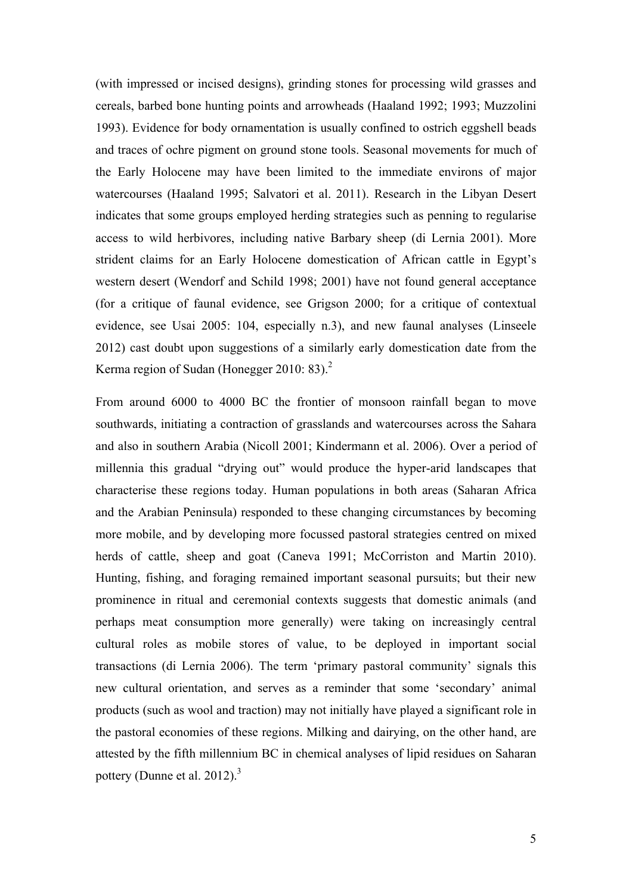(with impressed or incised designs), grinding stones for processing wild grasses and cereals, barbed bone hunting points and arrowheads (Haaland 1992; 1993; Muzzolini 1993). Evidence for body ornamentation is usually confined to ostrich eggshell beads and traces of ochre pigment on ground stone tools. Seasonal movements for much of the Early Holocene may have been limited to the immediate environs of major watercourses (Haaland 1995; Salvatori et al. 2011). Research in the Libyan Desert indicates that some groups employed herding strategies such as penning to regularise access to wild herbivores, including native Barbary sheep (di Lernia 2001). More strident claims for an Early Holocene domestication of African cattle in Egypt's western desert (Wendorf and Schild 1998; 2001) have not found general acceptance (for a critique of faunal evidence, see Grigson 2000; for a critique of contextual evidence, see Usai 2005: 104, especially n.3), and new faunal analyses (Linseele 2012) cast doubt upon suggestions of a similarly early domestication date from the Kerma region of Sudan (Honegger 2010: 83).[2]

From around 6000 to 4000 BC the frontier of monsoon rainfall began to move southwards, initiating a contraction of grasslands and watercourses across the Sahara and also in southern Arabia (Nicoll 2001; Kindermann et al. 2006). Over a period of millennia this gradual "drying out" would produce the hyper-arid landscapes that characterise these regions today. Human populations in both areas (Saharan Africa and the Arabian Peninsula) responded to these changing circumstances by becoming more mobile, and by developing more focussed pastoral strategies centred on mixed herds of cattle, sheep and goat (Caneva 1991; McCorriston and Martin 2010). Hunting, fishing, and foraging remained important seasonal pursuits; but their new prominence in ritual and ceremonial contexts suggests that domestic animals (and perhaps meat consumption more generally) were taking on increasingly central cultural roles as mobile stores of value, to be deployed in important social transactions (di Lernia 2006). The term 'primary pastoral community' signals this new cultural orientation, and serves as a reminder that some 'secondary' animal products (such as wool and traction) may not initially have played a significant role in the pastoral economies of these regions. Milking and dairying, on the other hand, are attested by the fifth millennium BC in chemical analyses of lipid residues on Saharan pottery (Dunne et al. 2012).[3]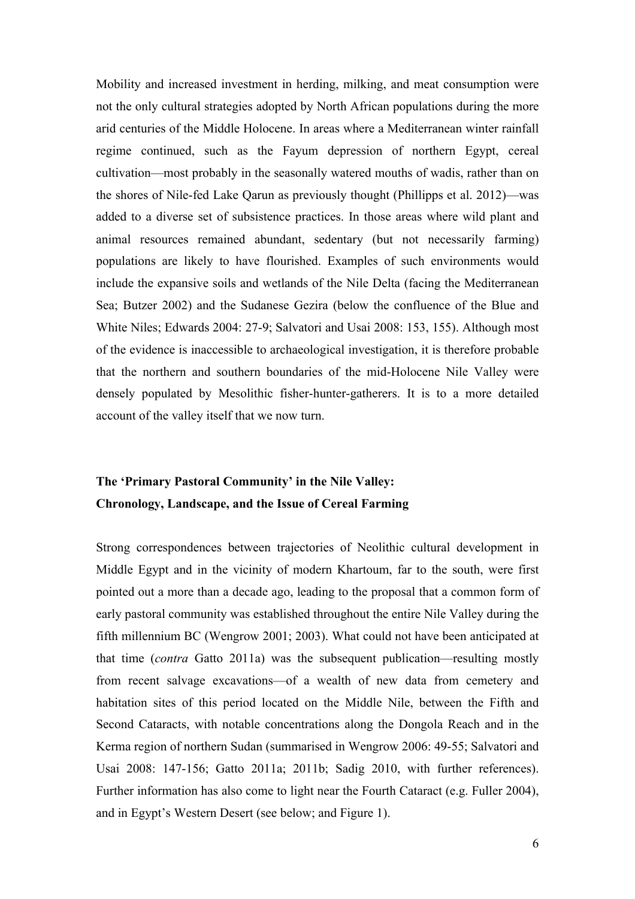Mobility and increased investment in herding, milking, and meat consumption were not the only cultural strategies adopted by North African populations during the more arid centuries of the Middle Holocene. In areas where a Mediterranean winter rainfall regime continued, such as the Fayum depression of northern Egypt, cereal cultivation—most probably in the seasonally watered mouths of wadis, rather than on the shores of Nile-fed Lake Qarun as previously thought (Phillipps et al. 2012)—was added to a diverse set of subsistence practices. In those areas where wild plant and animal resources remained abundant, sedentary (but not necessarily farming) populations are likely to have flourished. Examples of such environments would include the expansive soils and wetlands of the Nile Delta (facing the Mediterranean Sea; Butzer 2002) and the Sudanese Gezira (below the confluence of the Blue and White Niles; Edwards 2004: 27-9; Salvatori and Usai 2008: 153, 155). Although most of the evidence is inaccessible to archaeological investigation, it is therefore probable that the northern and southern boundaries of the mid-Holocene Nile Valley were densely populated by Mesolithic fisher-hunter-gatherers. It is to a more detailed account of the valley itself that we now turn.

## The 'Primary Pastoral Community' in the Nile Valley: Chronology, Landscape, and the Issue of Cereal Farming

Strong correspondences between trajectories of Neolithic cultural development in Middle Egypt and in the vicinity of modern Khartoum, far to the south, were first pointed out a more than a decade ago, leading to the proposal that a common form of early pastoral community was established throughout the entire Nile Valley during the fifth millennium BC (Wengrow 2001; 2003). What could not have been anticipated at that time (*contra* Gatto 2011a) was the subsequent publication—resulting mostly from recent salvage excavations—of a wealth of new data from cemetery and habitation sites of this period located on the Middle Nile, between the Fifth and Second Cataracts, with notable concentrations along the Dongola Reach and in the Kerma region of northern Sudan (summarised in Wengrow 2006: 49-55; Salvatori and Usai 2008: 147-156; Gatto 2011a; 2011b; Sadig 2010, with further references). Further information has also come to light near the Fourth Cataract (e.g. Fuller 2004), and in Egypt's Western Desert (see below; and Figure 1).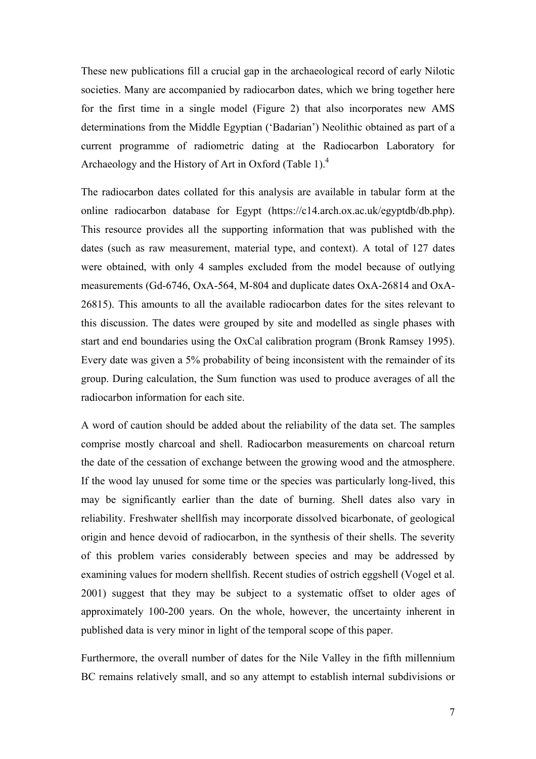These new publications fill a crucial gap in the archaeological record of early Nilotic societies. Many are accompanied by radiocarbon dates, which we bring together here for the first time in a single model (Figure 2) that also incorporates new AMS determinations from the Middle Egyptian ('Badarian') Neolithic obtained as part of a current programme of radiometric dating at the Radiocarbon Laboratory for Archaeology and the History of Art in Oxford (Table 1).[4]

The radiocarbon dates collated for this analysis are available in tabular form at the online radiocarbon database for Egypt (https://c14.arch.ox.ac.uk/egyptdb/db.php). This resource provides all the supporting information that was published with the dates (such as raw measurement, material type, and context). A total of 127 dates were obtained, with only 4 samples excluded from the model because of outlying measurements (Gd-6746, OxA-564, M-804 and duplicate dates OxA-26814 and OxA-26815). This amounts to all the available radiocarbon dates for the sites relevant to this discussion. The dates were grouped by site and modelled as single phases with start and end boundaries using the OxCal calibration program (Bronk Ramsey 1995). Every date was given a 5% probability of being inconsistent with the remainder of its group. During calculation, the Sum function was used to produce averages of all the radiocarbon information for each site.

A word of caution should be added about the reliability of the data set. The samples comprise mostly charcoal and shell. Radiocarbon measurements on charcoal return the date of the cessation of exchange between the growing wood and the atmosphere. If the wood lay unused for some time or the species was particularly long-lived, this may be significantly earlier than the date of burning. Shell dates also vary in reliability. Freshwater shellfish may incorporate dissolved bicarbonate, of geological origin and hence devoid of radiocarbon, in the synthesis of their shells. The severity of this problem varies considerably between species and may be addressed by examining values for modern shellfish. Recent studies of ostrich eggshell (Vogel et al. 2001) suggest that they may be subject to a systematic offset to older ages of approximately 100-200 years. On the whole, however, the uncertainty inherent in published data is very minor in light of the temporal scope of this paper.

Furthermore, the overall number of dates for the Nile Valley in the fifth millennium BC remains relatively small, and so any attempt to establish internal subdivisions or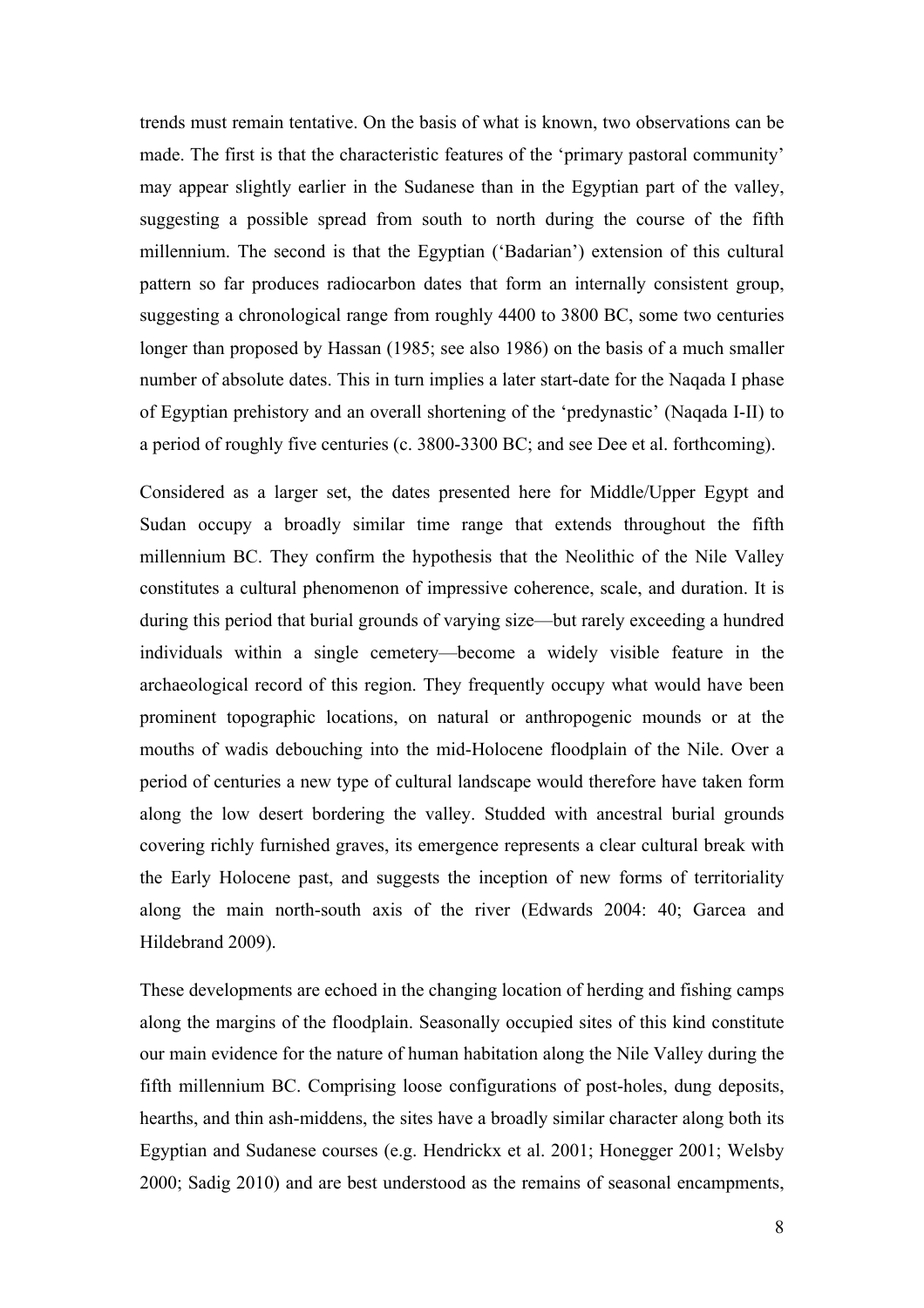trends must remain tentative. On the basis of what is known, two observations can be made. The first is that the characteristic features of the 'primary pastoral community' may appear slightly earlier in the Sudanese than in the Egyptian part of the valley, suggesting a possible spread from south to north during the course of the fifth millennium. The second is that the Egyptian ('Badarian') extension of this cultural pattern so far produces radiocarbon dates that form an internally consistent group, suggesting a chronological range from roughly 4400 to 3800 BC, some two centuries longer than proposed by Hassan (1985; see also 1986) on the basis of a much smaller number of absolute dates. This in turn implies a later start-date for the Naqada I phase of Egyptian prehistory and an overall shortening of the 'predynastic' (Naqada I-II) to a period of roughly five centuries (c. 3800-3300 BC; and see Dee et al. forthcoming).

Considered as a larger set, the dates presented here for Middle/Upper Egypt and Sudan occupy a broadly similar time range that extends throughout the fifth millennium BC. They confirm the hypothesis that the Neolithic of the Nile Valley constitutes a cultural phenomenon of impressive coherence, scale, and duration. It is during this period that burial grounds of varying size—but rarely exceeding a hundred individuals within a single cemetery—become a widely visible feature in the archaeological record of this region. They frequently occupy what would have been prominent topographic locations, on natural or anthropogenic mounds or at the mouths of wadis debouching into the mid-Holocene floodplain of the Nile. Over a period of centuries a new type of cultural landscape would therefore have taken form along the low desert bordering the valley. Studded with ancestral burial grounds covering richly furnished graves, its emergence represents a clear cultural break with the Early Holocene past, and suggests the inception of new forms of territoriality along the main north-south axis of the river (Edwards 2004: 40; Garcea and Hildebrand 2009).

These developments are echoed in the changing location of herding and fishing camps along the margins of the floodplain. Seasonally occupied sites of this kind constitute our main evidence for the nature of human habitation along the Nile Valley during the fifth millennium BC. Comprising loose configurations of post-holes, dung deposits, hearths, and thin ash-middens, the sites have a broadly similar character along both its Egyptian and Sudanese courses (e.g. Hendrickx et al. 2001; Honegger 2001; Welsby 2000; Sadig 2010) and are best understood as the remains of seasonal encampments,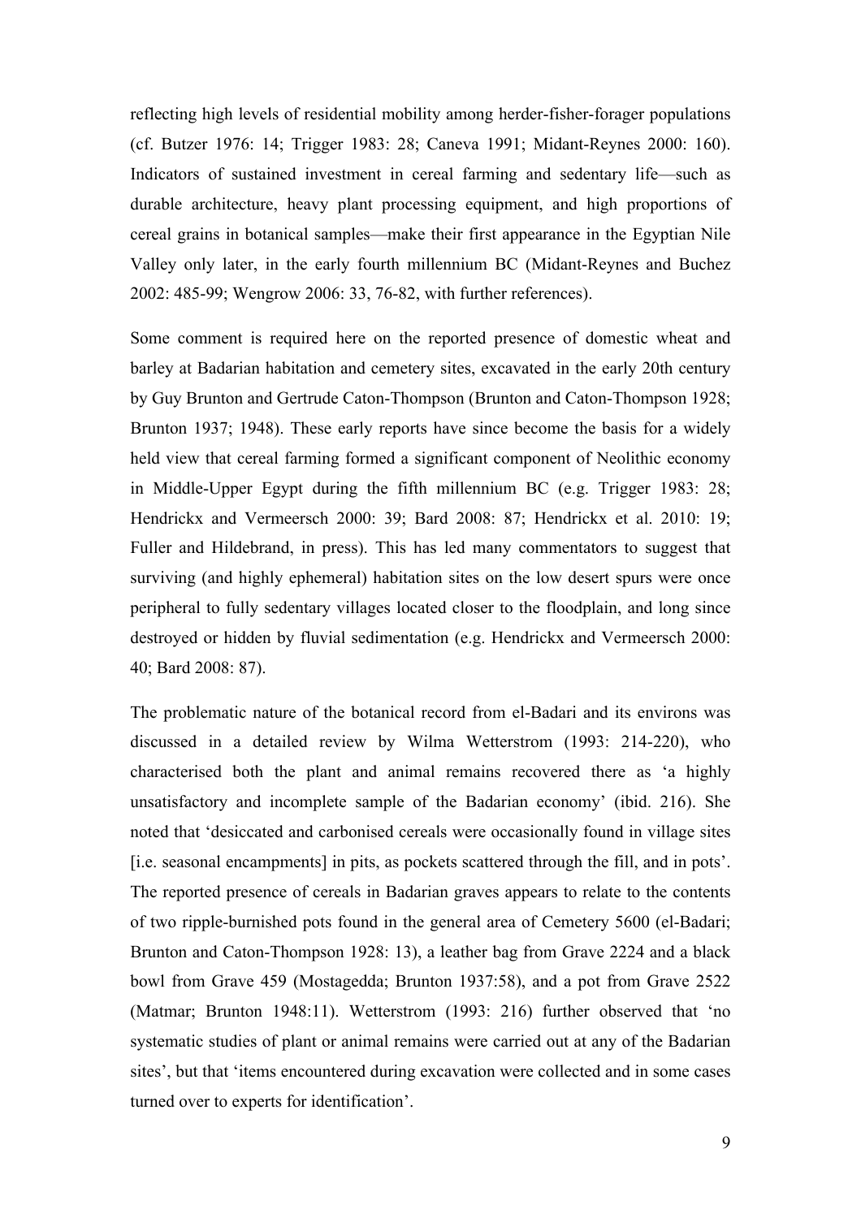reflecting high levels of residential mobility among herder-fisher-forager populations (cf. Butzer 1976: 14; Trigger 1983: 28; Caneva 1991; Midant-Reynes 2000: 160). Indicators of sustained investment in cereal farming and sedentary life—such as durable architecture, heavy plant processing equipment, and high proportions of cereal grains in botanical samples—make their first appearance in the Egyptian Nile Valley only later, in the early fourth millennium BC (Midant-Reynes and Buchez 2002: 485-99; Wengrow 2006: 33, 76-82, with further references).

Some comment is required here on the reported presence of domestic wheat and barley at Badarian habitation and cemetery sites, excavated in the early 20th century by Guy Brunton and Gertrude Caton-Thompson (Brunton and Caton-Thompson 1928; Brunton 1937; 1948). These early reports have since become the basis for a widely held view that cereal farming formed a significant component of Neolithic economy in Middle-Upper Egypt during the fifth millennium BC (e.g. Trigger 1983: 28; Hendrickx and Vermeersch 2000: 39; Bard 2008: 87; Hendrickx et al. 2010: 19; Fuller and Hildebrand, in press). This has led many commentators to suggest that surviving (and highly ephemeral) habitation sites on the low desert spurs were once peripheral to fully sedentary villages located closer to the floodplain, and long since destroyed or hidden by fluvial sedimentation (e.g. Hendrickx and Vermeersch 2000: 40; Bard 2008: 87).

The problematic nature of the botanical record from el-Badari and its environs was discussed in a detailed review by Wilma Wetterstrom (1993: 214-220), who characterised both the plant and animal remains recovered there as 'a highly unsatisfactory and incomplete sample of the Badarian economy' (ibid. 216). She noted that 'desiccated and carbonised cereals were occasionally found in village sites [i.e. seasonal encampments] in pits, as pockets scattered through the fill, and in pots'. The reported presence of cereals in Badarian graves appears to relate to the contents of two ripple-burnished pots found in the general area of Cemetery 5600 (el-Badari; Brunton and Caton-Thompson 1928: 13), a leather bag from Grave 2224 and a black bowl from Grave 459 (Mostagedda; Brunton 1937:58), and a pot from Grave 2522 (Matmar; Brunton 1948:11). Wetterstrom (1993: 216) further observed that 'no systematic studies of plant or animal remains were carried out at any of the Badarian sites', but that 'items encountered during excavation were collected and in some cases turned over to experts for identification'.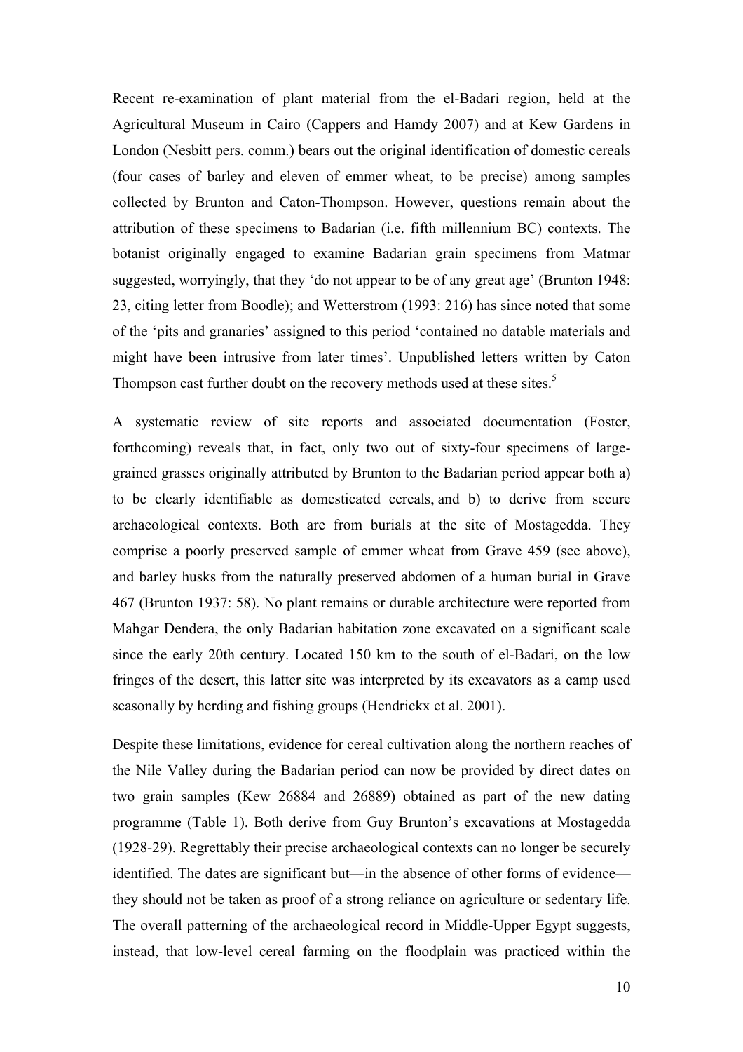Recent re-examination of plant material from the el-Badari region, held at the Agricultural Museum in Cairo (Cappers and Hamdy 2007) and at Kew Gardens in London (Nesbitt pers. comm.) bears out the original identification of domestic cereals (four cases of barley and eleven of emmer wheat, to be precise) among samples collected by Brunton and Caton-Thompson. However, questions remain about the attribution of these specimens to Badarian (i.e. fifth millennium BC) contexts. The botanist originally engaged to examine Badarian grain specimens from Matmar suggested, worryingly, that they 'do not appear to be of any great age' (Brunton 1948: 23, citing letter from Boodle); and Wetterstrom (1993: 216) has since noted that some of the 'pits and granaries' assigned to this period 'contained no datable materials and might have been intrusive from later times'. Unpublished letters written by Caton Thompson cast further doubt on the recovery methods used at these sites.[5]

A systematic review of site reports and associated documentation (Foster, forthcoming) reveals that, in fact, only two out of sixty-four specimens of large-grained grasses originally attributed by Brunton to the Badarian period appear both a) to be clearly identifiable as domesticated cereals, and b) to derive from secure archaeological contexts. Both are from burials at the site of Mostagedda. They comprise a poorly preserved sample of emmer wheat from Grave 459 (see above), and barley husks from the naturally preserved abdomen of a human burial in Grave 467 (Brunton 1937: 58). No plant remains or durable architecture were reported from Mahgar Dendera, the only Badarian habitation zone excavated on a significant scale since the early 20th century. Located 150 km to the south of el-Badari, on the low fringes of the desert, this latter site was interpreted by its excavators as a camp used seasonally by herding and fishing groups (Hendrickx et al. 2001).

Despite these limitations, evidence for cereal cultivation along the northern reaches of the Nile Valley during the Badarian period can now be provided by direct dates on two grain samples (Kew 26884 and 26889) obtained as part of the new dating programme (Table 1). Both derive from Guy Brunton's excavations at Mostagedda (1928-29). Regrettably their precise archaeological contexts can no longer be securely identified. The dates are significant but—in the absence of other forms of evidence—they should not be taken as proof of a strong reliance on agriculture or sedentary life. The overall patterning of the archaeological record in Middle-Upper Egypt suggests, instead, that low-level cereal farming on the floodplain was practiced within the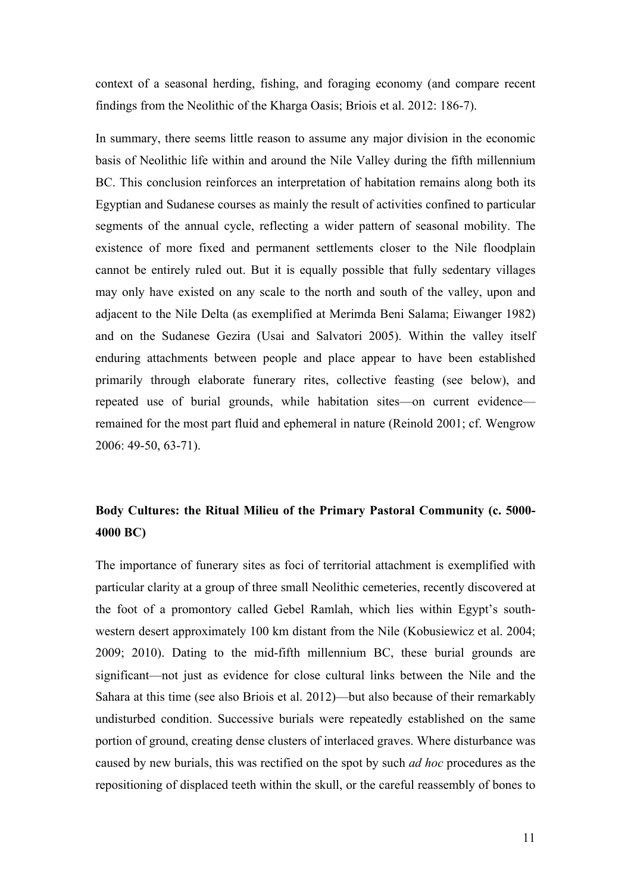context of a seasonal herding, fishing, and foraging economy (and compare recent findings from the Neolithic of the Kharga Oasis; Briois et al. 2012: 186-7).

In summary, there seems little reason to assume any major division in the economic basis of Neolithic life within and around the Nile Valley during the fifth millennium BC. This conclusion reinforces an interpretation of habitation remains along both its Egyptian and Sudanese courses as mainly the result of activities confined to particular segments of the annual cycle, reflecting a wider pattern of seasonal mobility. The existence of more fixed and permanent settlements closer to the Nile floodplain cannot be entirely ruled out. But it is equally possible that fully sedentary villages may only have existed on any scale to the north and south of the valley, upon and adjacent to the Nile Delta (as exemplified at Merimda Beni Salama; Eiwanger 1982) and on the Sudanese Gezira (Usai and Salvatori 2005). Within the valley itself enduring attachments between people and place appear to have been established primarily through elaborate funerary rites, collective feasting (see below), and repeated use of burial grounds, while habitation sites—on current evidence—remained for the most part fluid and ephemeral in nature (Reinold 2001; cf. Wengrow 2006: 49-50, 63-71).

## Body Cultures: the Ritual Milieu of the Primary Pastoral Community (c. 5000-4000 BC)

The importance of funerary sites as foci of territorial attachment is exemplified with particular clarity at a group of three small Neolithic cemeteries, recently discovered at the foot of a promontory called Gebel Ramlah, which lies within Egypt's south-western desert approximately 100 km distant from the Nile (Kobusiewicz et al. 2004; 2009; 2010). Dating to the mid-fifth millennium BC, these burial grounds are significant—not just as evidence for close cultural links between the Nile and the Sahara at this time (see also Briois et al. 2012)—but also because of their remarkably undisturbed condition. Successive burials were repeatedly established on the same portion of ground, creating dense clusters of interlaced graves. Where disturbance was caused by new burials, this was rectified on the spot by such *ad hoc* procedures as the repositioning of displaced teeth within the skull, or the careful reassembly of bones to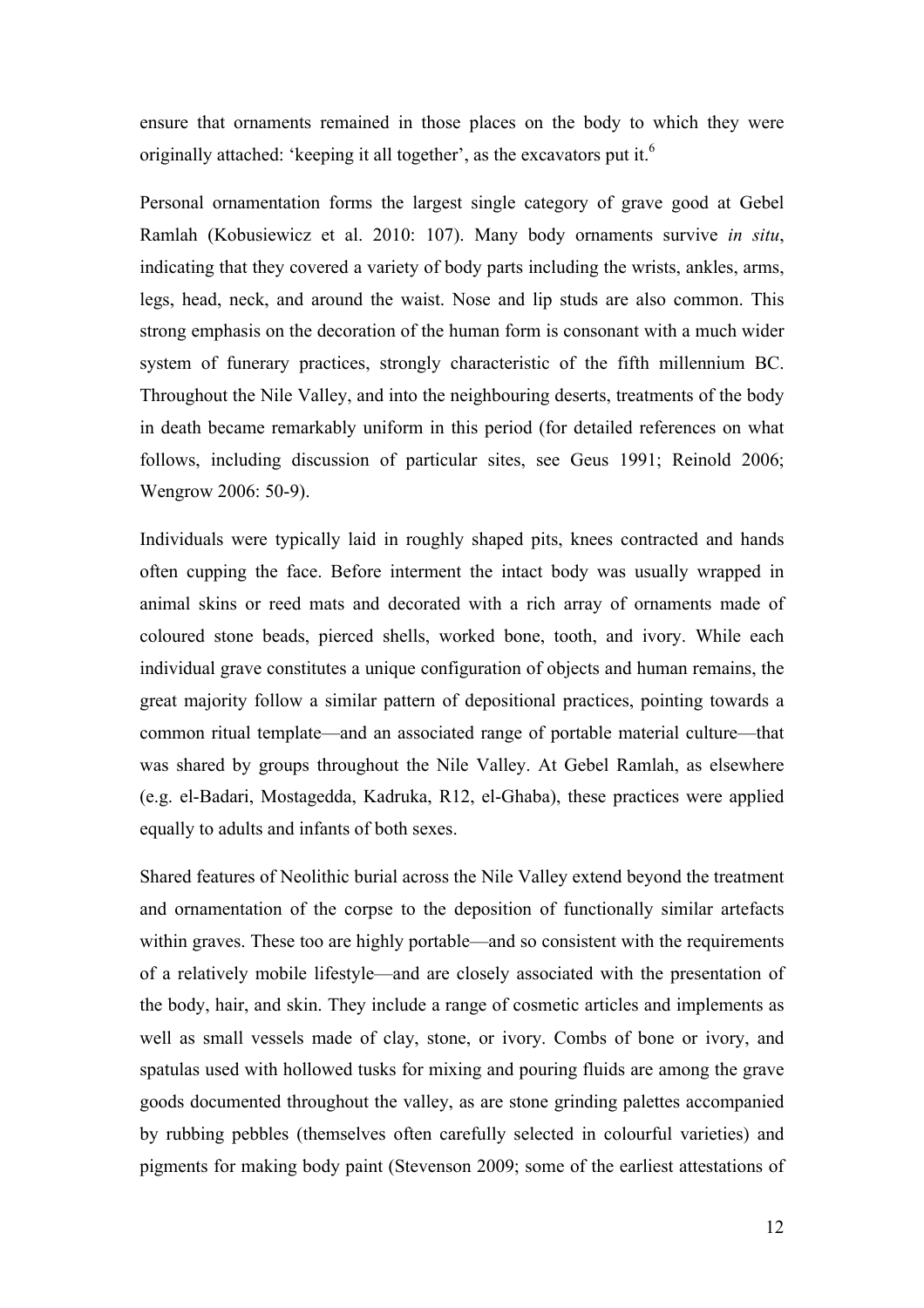ensure that ornaments remained in those places on the body to which they were originally attached: 'keeping it all together', as the excavators put it.[6]

Personal ornamentation forms the largest single category of grave good at Gebel Ramlah (Kobusiewicz et al. 2010: 107). Many body ornaments survive *in situ*, indicating that they covered a variety of body parts including the wrists, ankles, arms, legs, head, neck, and around the waist. Nose and lip studs are also common. This strong emphasis on the decoration of the human form is consonant with a much wider system of funerary practices, strongly characteristic of the fifth millennium BC. Throughout the Nile Valley, and into the neighbouring deserts, treatments of the body in death became remarkably uniform in this period (for detailed references on what follows, including discussion of particular sites, see Geus 1991; Reinold 2006; Wengrow 2006: 50-9).

Individuals were typically laid in roughly shaped pits, knees contracted and hands often cupping the face. Before interment the intact body was usually wrapped in animal skins or reed mats and decorated with a rich array of ornaments made of coloured stone beads, pierced shells, worked bone, tooth, and ivory. While each individual grave constitutes a unique configuration of objects and human remains, the great majority follow a similar pattern of depositional practices, pointing towards a common ritual template—and an associated range of portable material culture—that was shared by groups throughout the Nile Valley. At Gebel Ramlah, as elsewhere (e.g. el-Badari, Mostagedda, Kadruka, R12, el-Ghaba), these practices were applied equally to adults and infants of both sexes.

Shared features of Neolithic burial across the Nile Valley extend beyond the treatment and ornamentation of the corpse to the deposition of functionally similar artefacts within graves. These too are highly portable—and so consistent with the requirements of a relatively mobile lifestyle—and are closely associated with the presentation of the body, hair, and skin. They include a range of cosmetic articles and implements as well as small vessels made of clay, stone, or ivory. Combs of bone or ivory, and spatulas used with hollowed tusks for mixing and pouring fluids are among the grave goods documented throughout the valley, as are stone grinding palettes accompanied by rubbing pebbles (themselves often carefully selected in colourful varieties) and pigments for making body paint (Stevenson 2009; some of the earliest attestations of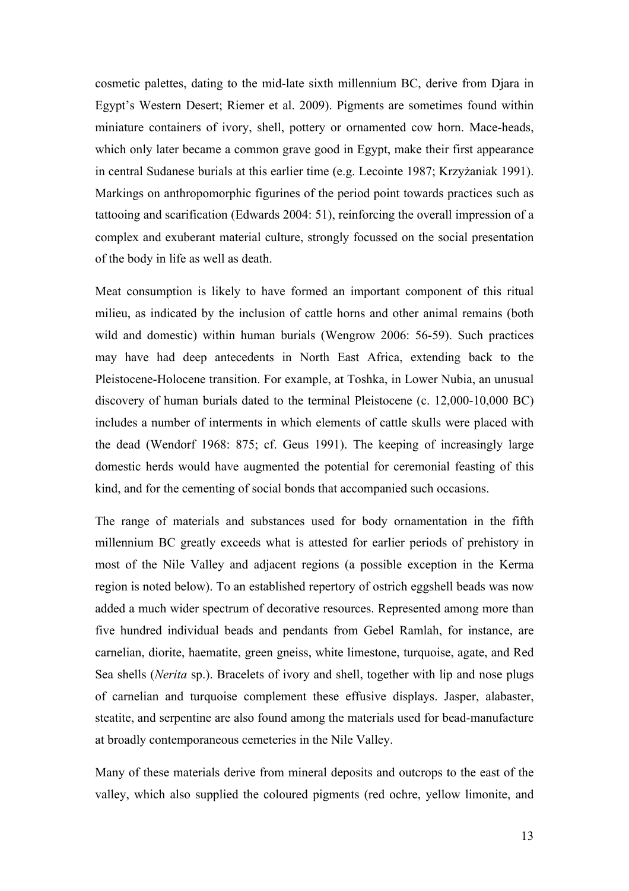cosmetic palettes, dating to the mid-late sixth millennium BC, derive from Djara in Egypt's Western Desert; Riemer et al. 2009). Pigments are sometimes found within miniature containers of ivory, shell, pottery or ornamented cow horn. Mace-heads, which only later became a common grave good in Egypt, make their first appearance in central Sudanese burials at this earlier time (e.g. Lecointe 1987; Krzyżaniak 1991). Markings on anthropomorphic figurines of the period point towards practices such as tattooing and scarification (Edwards 2004: 51), reinforcing the overall impression of a complex and exuberant material culture, strongly focussed on the social presentation of the body in life as well as death.

Meat consumption is likely to have formed an important component of this ritual milieu, as indicated by the inclusion of cattle horns and other animal remains (both wild and domestic) within human burials (Wengrow 2006: 56-59). Such practices may have had deep antecedents in North East Africa, extending back to the Pleistocene-Holocene transition. For example, at Toshka, in Lower Nubia, an unusual discovery of human burials dated to the terminal Pleistocene (c. 12,000-10,000 BC) includes a number of interments in which elements of cattle skulls were placed with the dead (Wendorf 1968: 875; cf. Geus 1991). The keeping of increasingly large domestic herds would have augmented the potential for ceremonial feasting of this kind, and for the cementing of social bonds that accompanied such occasions.

The range of materials and substances used for body ornamentation in the fifth millennium BC greatly exceeds what is attested for earlier periods of prehistory in most of the Nile Valley and adjacent regions (a possible exception in the Kerma region is noted below). To an established repertory of ostrich eggshell beads was now added a much wider spectrum of decorative resources. Represented among more than five hundred individual beads and pendants from Gebel Ramlah, for instance, are carnelian, diorite, haematite, green gneiss, white limestone, turquoise, agate, and Red Sea shells (*Nerita* sp.). Bracelets of ivory and shell, together with lip and nose plugs of carnelian and turquoise complement these effusive displays. Jasper, alabaster, steatite, and serpentine are also found among the materials used for bead-manufacture at broadly contemporaneous cemeteries in the Nile Valley.

Many of these materials derive from mineral deposits and outcrops to the east of the valley, which also supplied the coloured pigments (red ochre, yellow limonite, and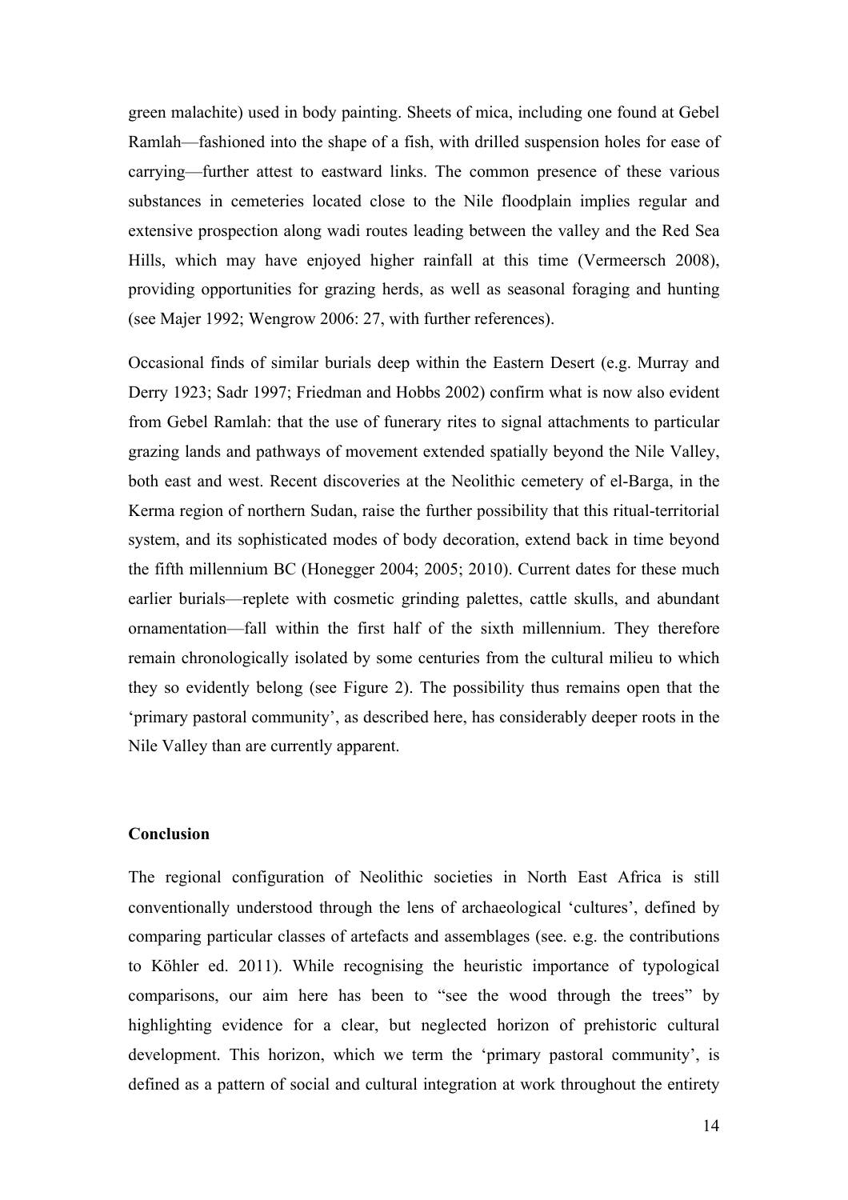green malachite) used in body painting. Sheets of mica, including one found at Gebel Ramlah—fashioned into the shape of a fish, with drilled suspension holes for ease of carrying—further attest to eastward links. The common presence of these various substances in cemeteries located close to the Nile floodplain implies regular and extensive prospection along wadi routes leading between the valley and the Red Sea Hills, which may have enjoyed higher rainfall at this time (Vermeersch 2008), providing opportunities for grazing herds, as well as seasonal foraging and hunting (see Majer 1992; Wengrow 2006: 27, with further references).

Occasional finds of similar burials deep within the Eastern Desert (e.g. Murray and Derry 1923; Sadr 1997; Friedman and Hobbs 2002) confirm what is now also evident from Gebel Ramlah: that the use of funerary rites to signal attachments to particular grazing lands and pathways of movement extended spatially beyond the Nile Valley, both east and west. Recent discoveries at the Neolithic cemetery of el-Barga, in the Kerma region of northern Sudan, raise the further possibility that this ritual-territorial system, and its sophisticated modes of body decoration, extend back in time beyond the fifth millennium BC (Honegger 2004; 2005; 2010). Current dates for these much earlier burials—replete with cosmetic grinding palettes, cattle skulls, and abundant ornamentation—fall within the first half of the sixth millennium. They therefore remain chronologically isolated by some centuries from the cultural milieu to which they so evidently belong (see Figure 2). The possibility thus remains open that the 'primary pastoral community', as described here, has considerably deeper roots in the Nile Valley than are currently apparent.

## Conclusion

The regional configuration of Neolithic societies in North East Africa is still conventionally understood through the lens of archaeological 'cultures', defined by comparing particular classes of artefacts and assemblages (see. e.g. the contributions to Köhler ed. 2011). While recognising the heuristic importance of typological comparisons, our aim here has been to "see the wood through the trees" by highlighting evidence for a clear, but neglected horizon of prehistoric cultural development. This horizon, which we term the 'primary pastoral community', is defined as a pattern of social and cultural integration at work throughout the entirety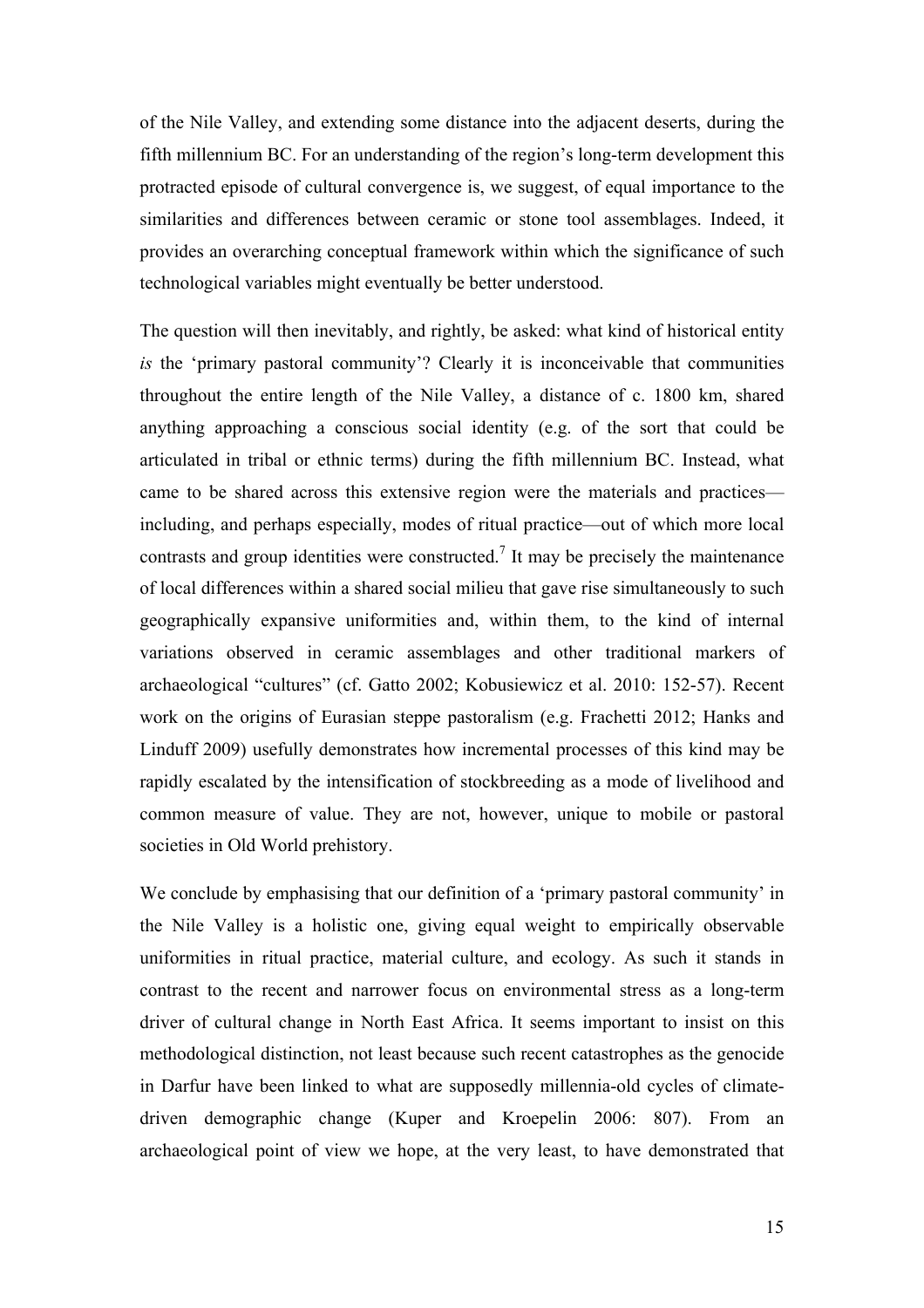of the Nile Valley, and extending some distance into the adjacent deserts, during the fifth millennium BC. For an understanding of the region's long-term development this protracted episode of cultural convergence is, we suggest, of equal importance to the similarities and differences between ceramic or stone tool assemblages. Indeed, it provides an overarching conceptual framework within which the significance of such technological variables might eventually be better understood.

The question will then inevitably, and rightly, be asked: what kind of historical entity *is* the 'primary pastoral community'? Clearly it is inconceivable that communities throughout the entire length of the Nile Valley, a distance of c. 1800 km, shared anything approaching a conscious social identity (e.g. of the sort that could be articulated in tribal or ethnic terms) during the fifth millennium BC. Instead, what came to be shared across this extensive region were the materials and practices—including, and perhaps especially, modes of ritual practice—out of which more local contrasts and group identities were constructed.[7] It may be precisely the maintenance of local differences within a shared social milieu that gave rise simultaneously to such geographically expansive uniformities and, within them, to the kind of internal variations observed in ceramic assemblages and other traditional markers of archaeological "cultures" (cf. Gatto 2002; Kobusiewicz et al. 2010: 152-57). Recent work on the origins of Eurasian steppe pastoralism (e.g. Frachetti 2012; Hanks and Linduff 2009) usefully demonstrates how incremental processes of this kind may be rapidly escalated by the intensification of stockbreeding as a mode of livelihood and common measure of value. They are not, however, unique to mobile or pastoral societies in Old World prehistory.

We conclude by emphasising that our definition of a 'primary pastoral community' in the Nile Valley is a holistic one, giving equal weight to empirically observable uniformities in ritual practice, material culture, and ecology. As such it stands in contrast to the recent and narrower focus on environmental stress as a long-term driver of cultural change in North East Africa. It seems important to insist on this methodological distinction, not least because such recent catastrophes as the genocide in Darfur have been linked to what are supposedly millennia-old cycles of climate-driven demographic change (Kuper and Kroepelin 2006: 807). From an archaeological point of view we hope, at the very least, to have demonstrated that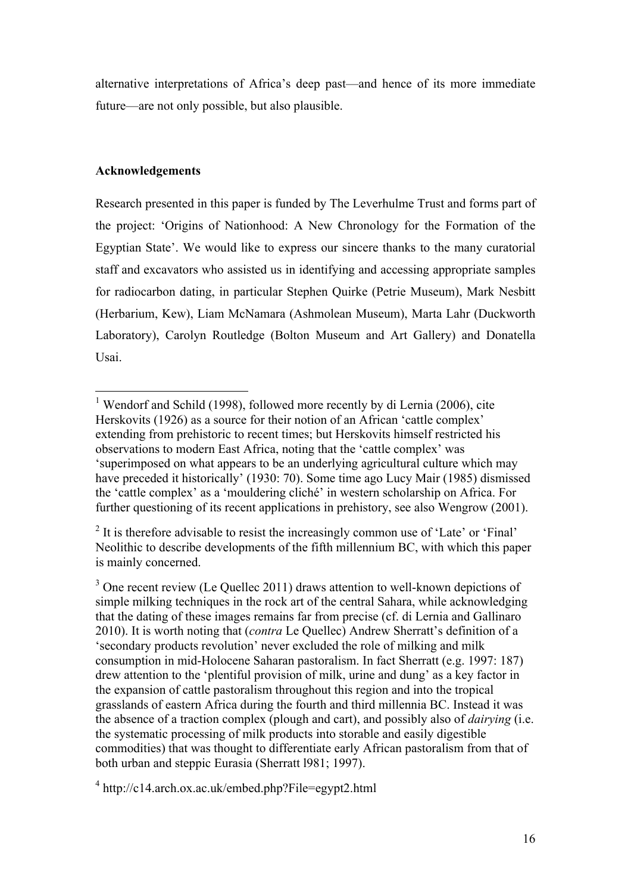alternative interpretations of Africa's deep past—and hence of its more immediate future—are not only possible, but also plausible.

**Acknowledgements**

Research presented in this paper is funded by The Leverhulme Trust and forms part of the project: 'Origins of Nationhood: A New Chronology for the Formation of the Egyptian State'. We would like to express our sincere thanks to the many curatorial staff and excavators who assisted us in identifying and accessing appropriate samples for radiocarbon dating, in particular Stephen Quirke (Petrie Museum), Mark Nesbitt (Herbarium, Kew), Liam McNamara (Ashmolean Museum), Marta Lahr (Duckworth Laboratory), Carolyn Routledge (Bolton Museum and Art Gallery) and Donatella Usai.

---

[1] Wendorf and Schild (1998), followed more recently by di Lernia (2006), cite Herskovits (1926) as a source for their notion of an African 'cattle complex' extending from prehistoric to recent times; but Herskovits himself restricted his observations to modern East Africa, noting that the 'cattle complex' was 'superimposed on what appears to be an underlying agricultural culture which may have preceded it historically' (1930: 70). Some time ago Lucy Mair (1985) dismissed the 'cattle complex' as a 'mouldering cliché' in western scholarship on Africa. For further questioning of its recent applications in prehistory, see also Wengrow (2001).

[2] It is therefore advisable to resist the increasingly common use of 'Late' or 'Final' Neolithic to describe developments of the fifth millennium BC, with which this paper is mainly concerned.

[3] One recent review (Le Quellec 2011) draws attention to well-known depictions of simple milking techniques in the rock art of the central Sahara, while acknowledging that the dating of these images remains far from precise (cf. di Lernia and Gallinaro 2010). It is worth noting that (*contra* Le Quellec) Andrew Sherratt's definition of a 'secondary products revolution' never excluded the role of milking and milk consumption in mid-Holocene Saharan pastoralism. In fact Sherratt (e.g. 1997: 187) drew attention to the 'plentiful provision of milk, urine and dung' as a key factor in the expansion of cattle pastoralism throughout this region and into the tropical grasslands of eastern Africa during the fourth and third millennia BC. Instead it was the absence of a traction complex (plough and cart), and possibly also of *dairying* (i.e. the systematic processing of milk products into storable and easily digestible commodities) that was thought to differentiate early African pastoralism from that of both urban and steppic Eurasia (Sherratt l981; 1997).

[4] http://c14.arch.ox.ac.uk/embed.php?File=egypt2.html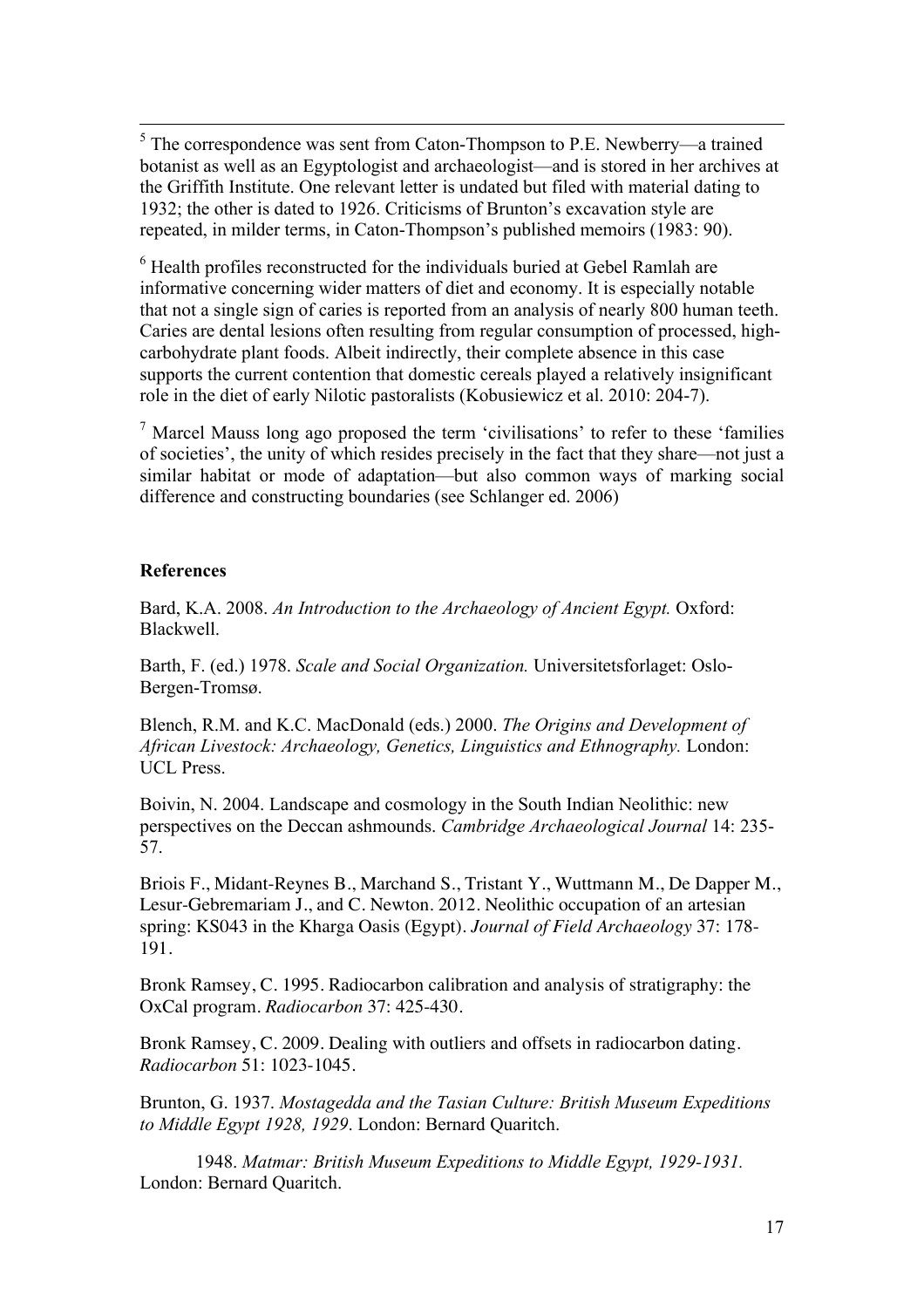[5] The correspondence was sent from Caton-Thompson to P.E. Newberry—a trained botanist as well as an Egyptologist and archaeologist—and is stored in her archives at the Griffith Institute. One relevant letter is undated but filed with material dating to 1932; the other is dated to 1926. Criticisms of Brunton's excavation style are repeated, in milder terms, in Caton-Thompson's published memoirs (1983: 90).

[6] Health profiles reconstructed for the individuals buried at Gebel Ramlah are informative concerning wider matters of diet and economy. It is especially notable that not a single sign of caries is reported from an analysis of nearly 800 human teeth. Caries are dental lesions often resulting from regular consumption of processed, high-carbohydrate plant foods. Albeit indirectly, their complete absence in this case supports the current contention that domestic cereals played a relatively insignificant role in the diet of early Nilotic pastoralists (Kobusiewicz et al. 2010: 204-7).

[7] Marcel Mauss long ago proposed the term 'civilisations' to refer to these 'families of societies', the unity of which resides precisely in the fact that they share—not just a similar habitat or mode of adaptation—but also common ways of marking social difference and constructing boundaries (see Schlanger ed. 2006)

**References**

Bard, K.A. 2008. *An Introduction to the Archaeology of Ancient Egypt.* Oxford: Blackwell.

Barth, F. (ed.) 1978. *Scale and Social Organization.* Universitetsforlaget: Oslo-Bergen-Tromsø.

Blench, R.M. and K.C. MacDonald (eds.) 2000. *The Origins and Development of African Livestock: Archaeology, Genetics, Linguistics and Ethnography.* London: UCL Press.

Boivin, N. 2004. Landscape and cosmology in the South Indian Neolithic: new perspectives on the Deccan ashmounds. *Cambridge Archaeological Journal* 14: 235-57.

Briois F., Midant-Reynes B., Marchand S., Tristant Y., Wuttmann M., De Dapper M., Lesur-Gebremariam J., and C. Newton. 2012. Neolithic occupation of an artesian spring: KS043 in the Kharga Oasis (Egypt). *Journal of Field Archaeology* 37: 178-191.

Bronk Ramsey, C. 1995. Radiocarbon calibration and analysis of stratigraphy: the OxCal program. *Radiocarbon* 37: 425-430.

Bronk Ramsey, C. 2009. Dealing with outliers and offsets in radiocarbon dating. *Radiocarbon* 51: 1023-1045.

Brunton, G. 1937. *Mostagedda and the Tasian Culture: British Museum Expeditions to Middle Egypt 1928, 1929*. London: Bernard Quaritch.

1948. *Matmar: British Museum Expeditions to Middle Egypt, 1929-1931.* London: Bernard Quaritch.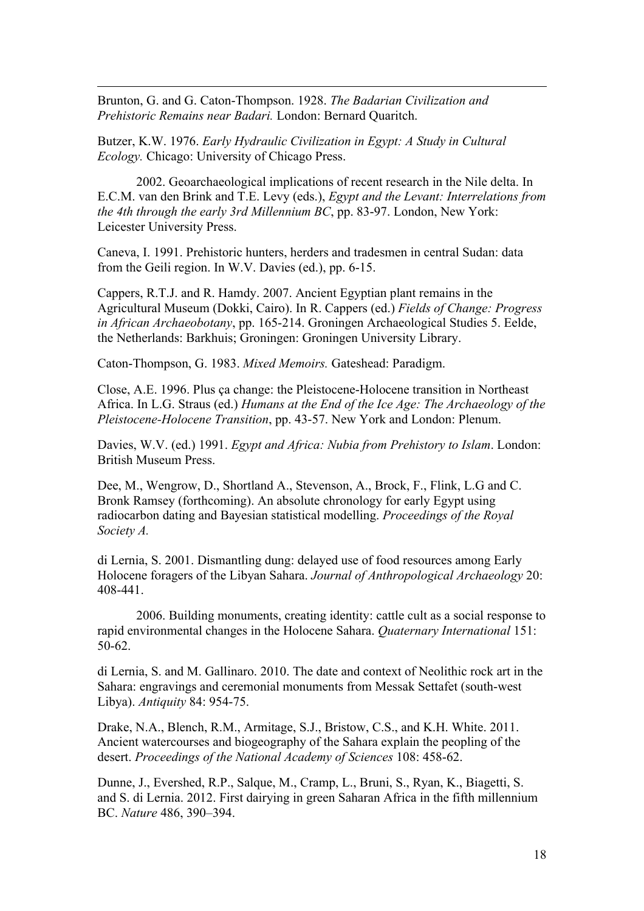Brunton, G. and G. Caton-Thompson. 1928. *The Badarian Civilization and Prehistoric Remains near Badari.* London: Bernard Quaritch.

Butzer, K.W. 1976. *Early Hydraulic Civilization in Egypt: A Study in Cultural Ecology.* Chicago: University of Chicago Press.

2002. Geoarchaeological implications of recent research in the Nile delta. In E.C.M. van den Brink and T.E. Levy (eds.), *Egypt and the Levant: Interrelations from the 4th through the early 3rd Millennium BC*, pp. 83-97. London, New York: Leicester University Press.

Caneva, I. 1991. Prehistoric hunters, herders and tradesmen in central Sudan: data from the Geili region. In W.V. Davies (ed.), pp. 6-15.

Cappers, R.T.J. and R. Hamdy. 2007. Ancient Egyptian plant remains in the Agricultural Museum (Dokki, Cairo). In R. Cappers (ed.) *Fields of Change: Progress in African Archaeobotany*, pp. 165-214. Groningen Archaeological Studies 5. Eelde, the Netherlands: Barkhuis; Groningen: Groningen University Library.

Caton-Thompson, G. 1983. *Mixed Memoirs.* Gateshead: Paradigm.

Close, A.E. 1996. Plus ça change: the Pleistocene-Holocene transition in Northeast Africa. In L.G. Straus (ed.) *Humans at the End of the Ice Age: The Archaeology of the Pleistocene-Holocene Transition*, pp. 43-57. New York and London: Plenum.

Davies, W.V. (ed.) 1991. *Egypt and Africa: Nubia from Prehistory to Islam*. London: British Museum Press.

Dee, M., Wengrow, D., Shortland A., Stevenson, A., Brock, F., Flink, L.G and C. Bronk Ramsey (forthcoming). An absolute chronology for early Egypt using radiocarbon dating and Bayesian statistical modelling. *Proceedings of the Royal Society A.*

di Lernia, S. 2001. Dismantling dung: delayed use of food resources among Early Holocene foragers of the Libyan Sahara. *Journal of Anthropological Archaeology* 20: 408-441.

2006. Building monuments, creating identity: cattle cult as a social response to rapid environmental changes in the Holocene Sahara. *Quaternary International* 151: 50-62.

di Lernia, S. and M. Gallinaro. 2010. The date and context of Neolithic rock art in the Sahara: engravings and ceremonial monuments from Messak Settafet (south-west Libya). *Antiquity* 84: 954-75.

Drake, N.A., Blench, R.M., Armitage, S.J., Bristow, C.S., and K.H. White. 2011. Ancient watercourses and biogeography of the Sahara explain the peopling of the desert. *Proceedings of the National Academy of Sciences* 108: 458-62.

Dunne, J., Evershed, R.P., Salque, M., Cramp, L., Bruni, S., Ryan, K., Biagetti, S. and S. di Lernia. 2012. First dairying in green Saharan Africa in the fifth millennium BC. *Nature* 486, 390–394.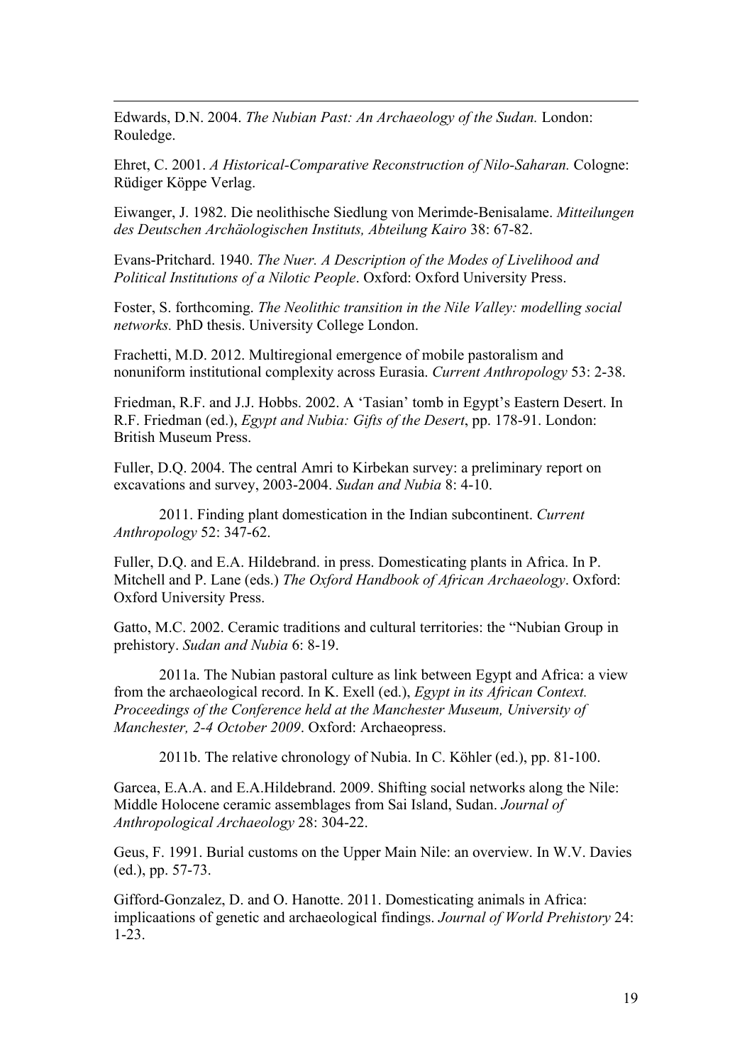Edwards, D.N. 2004. *The Nubian Past: An Archaeology of the Sudan.* London: Rouledge.

Ehret, C. 2001. *A Historical-Comparative Reconstruction of Nilo-Saharan.* Cologne: Rüdiger Köppe Verlag.

Eiwanger, J. 1982. Die neolithische Siedlung von Merimde-Benisalame. *Mitteilungen des Deutschen Archäologischen Instituts, Abteilung Kairo* 38: 67-82.

Evans-Pritchard. 1940. *The Nuer. A Description of the Modes of Livelihood and Political Institutions of a Nilotic People*. Oxford: Oxford University Press.

Foster, S. forthcoming. *The Neolithic transition in the Nile Valley: modelling social networks.* PhD thesis. University College London.

Frachetti, M.D. 2012. Multiregional emergence of mobile pastoralism and nonuniform institutional complexity across Eurasia. *Current Anthropology* 53: 2-38.

Friedman, R.F. and J.J. Hobbs. 2002. A 'Tasian' tomb in Egypt's Eastern Desert. In R.F. Friedman (ed.), *Egypt and Nubia: Gifts of the Desert*, pp. 178-91. London: British Museum Press.

Fuller, D.Q. 2004. The central Amri to Kirbekan survey: a preliminary report on excavations and survey, 2003-2004. *Sudan and Nubia* 8: 4-10.

2011. Finding plant domestication in the Indian subcontinent. *Current Anthropology* 52: 347-62.

Fuller, D.Q. and E.A. Hildebrand. in press. Domesticating plants in Africa. In P. Mitchell and P. Lane (eds.) *The Oxford Handbook of African Archaeology*. Oxford: Oxford University Press.

Gatto, M.C. 2002. Ceramic traditions and cultural territories: the "Nubian Group in prehistory. *Sudan and Nubia* 6: 8-19.

2011a. The Nubian pastoral culture as link between Egypt and Africa: a view from the archaeological record. In K. Exell (ed.), *Egypt in its African Context. Proceedings of the Conference held at the Manchester Museum, University of Manchester, 2-4 October 2009*. Oxford: Archaeopress.

2011b. The relative chronology of Nubia. In C. Köhler (ed.), pp. 81-100.

Garcea, E.A.A. and E.A.Hildebrand. 2009. Shifting social networks along the Nile: Middle Holocene ceramic assemblages from Sai Island, Sudan. *Journal of Anthropological Archaeology* 28: 304-22.

Geus, F. 1991. Burial customs on the Upper Main Nile: an overview. In W.V. Davies (ed.), pp. 57-73.

Gifford-Gonzalez, D. and O. Hanotte. 2011. Domesticating animals in Africa: implicaations of genetic and archaeological findings. *Journal of World Prehistory* 24: 1-23.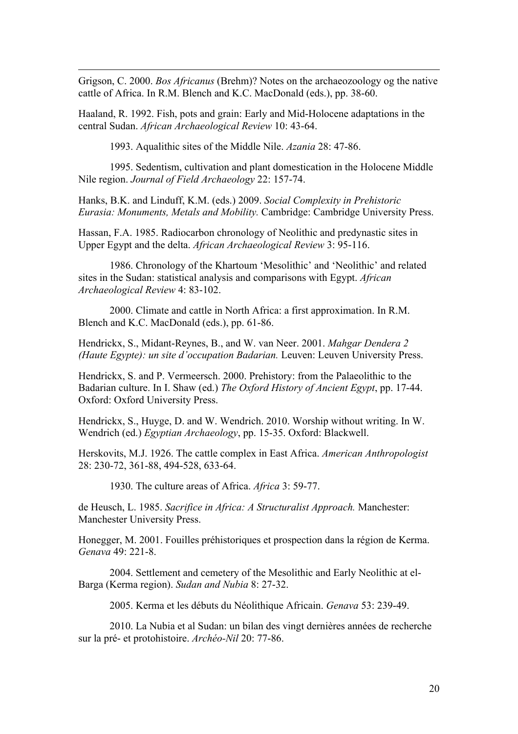Grigson, C. 2000. *Bos Africanus* (Brehm)? Notes on the archaeozoology og the native cattle of Africa. In R.M. Blench and K.C. MacDonald (eds.), pp. 38-60.

Haaland, R. 1992. Fish, pots and grain: Early and Mid-Holocene adaptations in the central Sudan. *African Archaeological Review* 10: 43-64.

1993. Aqualithic sites of the Middle Nile. *Azania* 28: 47-86.

1995. Sedentism, cultivation and plant domestication in the Holocene Middle Nile region. *Journal of Field Archaeology* 22: 157-74.

Hanks, B.K. and Linduff, K.M. (eds.) 2009. *Social Complexity in Prehistoric Eurasia: Monuments, Metals and Mobility.* Cambridge: Cambridge University Press.

Hassan, F.A. 1985. Radiocarbon chronology of Neolithic and predynastic sites in Upper Egypt and the delta. *African Archaeological Review* 3: 95-116.

1986. Chronology of the Khartoum 'Mesolithic' and 'Neolithic' and related sites in the Sudan: statistical analysis and comparisons with Egypt. *African Archaeological Review* 4: 83-102.

2000. Climate and cattle in North Africa: a first approximation. In R.M. Blench and K.C. MacDonald (eds.), pp. 61-86.

Hendrickx, S., Midant-Reynes, B., and W. van Neer. 2001. *Mahgar Dendera 2 (Haute Egypte): un site d'occupation Badarian.* Leuven: Leuven University Press.

Hendrickx, S. and P. Vermeersch. 2000. Prehistory: from the Palaeolithic to the Badarian culture. In I. Shaw (ed.) *The Oxford History of Ancient Egypt*, pp. 17-44. Oxford: Oxford University Press.

Hendrickx, S., Huyge, D. and W. Wendrich. 2010. Worship without writing. In W. Wendrich (ed.) *Egyptian Archaeology*, pp. 15-35. Oxford: Blackwell.

Herskovits, M.J. 1926. The cattle complex in East Africa. *American Anthropologist* 28: 230-72, 361-88, 494-528, 633-64.

1930. The culture areas of Africa. *Africa* 3: 59-77.

de Heusch, L. 1985. *Sacrifice in Africa: A Structuralist Approach.* Manchester: Manchester University Press.

Honegger, M. 2001. Fouilles préhistoriques et prospection dans la région de Kerma. *Genava* 49: 221-8.

2004. Settlement and cemetery of the Mesolithic and Early Neolithic at el-Barga (Kerma region). *Sudan and Nubia* 8: 27-32.

2005. Kerma et les débuts du Néolithique Africain. *Genava* 53: 239-49.

2010. La Nubia et al Sudan: un bilan des vingt dernières années de recherche sur la pré- et protohistoire. *Archéo-Nil* 20: 77-86.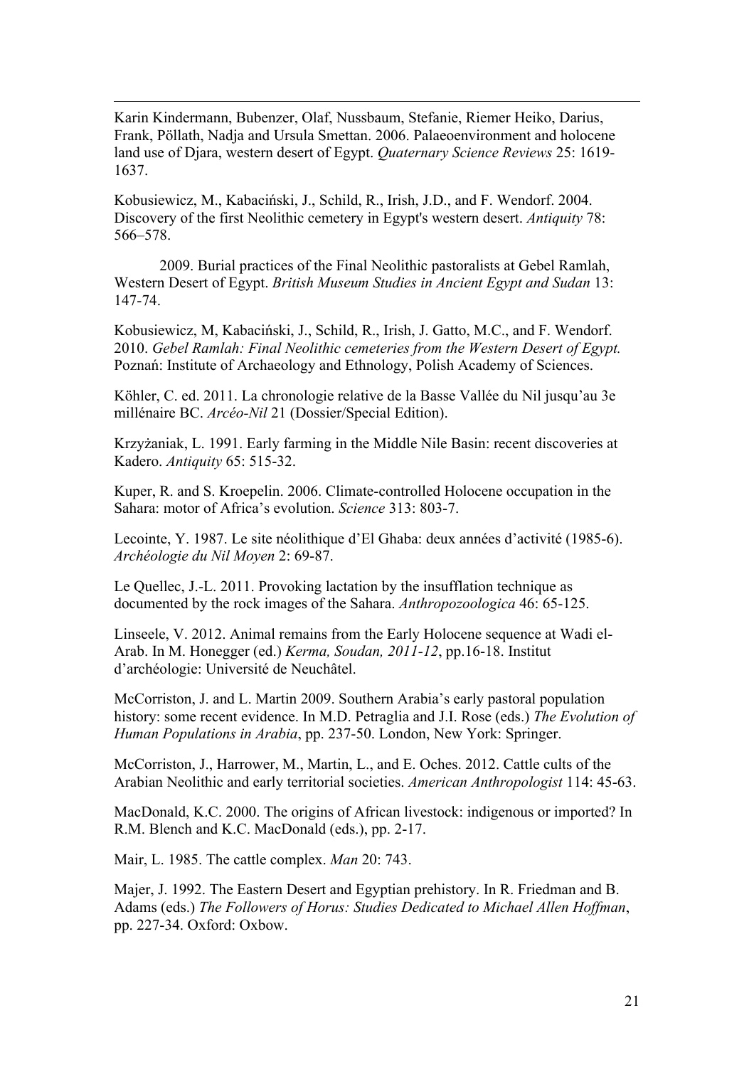Karin Kindermann, Bubenzer, Olaf, Nussbaum, Stefanie, Riemer Heiko, Darius, Frank, Pöllath, Nadja and Ursula Smettan. 2006. Palaeoenvironment and holocene land use of Djara, western desert of Egypt. *Quaternary Science Reviews* 25: 1619-1637.

Kobusiewicz, M., Kabaciński, J., Schild, R., Irish, J.D., and F. Wendorf. 2004. Discovery of the first Neolithic cemetery in Egypt's western desert. *Antiquity* 78: 566–578.

2009. Burial practices of the Final Neolithic pastoralists at Gebel Ramlah, Western Desert of Egypt. *British Museum Studies in Ancient Egypt and Sudan* 13: 147-74.

Kobusiewicz, M, Kabaciński, J., Schild, R., Irish, J. Gatto, M.C., and F. Wendorf. 2010. *Gebel Ramlah: Final Neolithic cemeteries from the Western Desert of Egypt.* Poznań: Institute of Archaeology and Ethnology, Polish Academy of Sciences.

Köhler, C. ed. 2011. La chronologie relative de la Basse Vallée du Nil jusqu'au 3e millénaire BC. *Arcéo-Nil* 21 (Dossier/Special Edition).

Krzyżaniak, L. 1991. Early farming in the Middle Nile Basin: recent discoveries at Kadero. *Antiquity* 65: 515-32.

Kuper, R. and S. Kroepelin. 2006. Climate-controlled Holocene occupation in the Sahara: motor of Africa's evolution. *Science* 313: 803-7.

Lecointe, Y. 1987. Le site néolithique d'El Ghaba: deux années d'activité (1985-6). *Archéologie du Nil Moyen* 2: 69-87.

Le Quellec, J.-L. 2011. Provoking lactation by the insufflation technique as documented by the rock images of the Sahara. *Anthropozoologica* 46: 65-125.

Linseele, V. 2012. Animal remains from the Early Holocene sequence at Wadi el-Arab. In M. Honegger (ed.) *Kerma, Soudan, 2011-12*, pp.16-18. Institut d'archéologie: Université de Neuchâtel.

McCorriston, J. and L. Martin 2009. Southern Arabia's early pastoral population history: some recent evidence. In M.D. Petraglia and J.I. Rose (eds.) *The Evolution of Human Populations in Arabia*, pp. 237-50. London, New York: Springer.

McCorriston, J., Harrower, M., Martin, L., and E. Oches. 2012. Cattle cults of the Arabian Neolithic and early territorial societies. *American Anthropologist* 114: 45-63.

MacDonald, K.C. 2000. The origins of African livestock: indigenous or imported? In R.M. Blench and K.C. MacDonald (eds.), pp. 2-17.

Mair, L. 1985. The cattle complex. *Man* 20: 743.

Majer, J. 1992. The Eastern Desert and Egyptian prehistory. In R. Friedman and B. Adams (eds.) *The Followers of Horus: Studies Dedicated to Michael Allen Hoffman*, pp. 227-34. Oxford: Oxbow.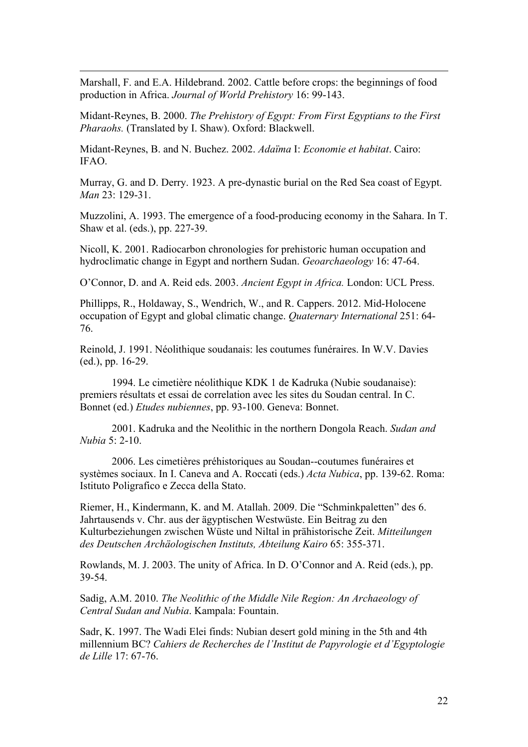Marshall, F. and E.A. Hildebrand. 2002. Cattle before crops: the beginnings of food production in Africa. *Journal of World Prehistory* 16: 99-143.

Midant-Reynes, B. 2000. *The Prehistory of Egypt: From First Egyptians to the First Pharaohs.* (Translated by I. Shaw). Oxford: Blackwell.

Midant-Reynes, B. and N. Buchez. 2002. *Adaïma* I: *Economie et habitat*. Cairo: IFAO.

Murray, G. and D. Derry. 1923. A pre-dynastic burial on the Red Sea coast of Egypt. *Man* 23: 129-31.

Muzzolini, A. 1993. The emergence of a food-producing economy in the Sahara. In T. Shaw et al. (eds.), pp. 227-39.

Nicoll, K. 2001. Radiocarbon chronologies for prehistoric human occupation and hydroclimatic change in Egypt and northern Sudan. *Geoarchaeology* 16: 47-64.

O'Connor, D. and A. Reid eds. 2003. *Ancient Egypt in Africa.* London: UCL Press.

Phillipps, R., Holdaway, S., Wendrich, W., and R. Cappers. 2012. Mid-Holocene occupation of Egypt and global climatic change. *Quaternary International* 251: 64-76.

Reinold, J. 1991. Néolithique soudanais: les coutumes funéraires. In W.V. Davies (ed.), pp. 16-29.

1994. Le cimetière néolithique KDK 1 de Kadruka (Nubie soudanaise): premiers résultats et essai de correlation avec les sites du Soudan central. In C. Bonnet (ed.) *Etudes nubiennes*, pp. 93-100. Geneva: Bonnet.

2001. Kadruka and the Neolithic in the northern Dongola Reach. *Sudan and Nubia* 5: 2-10.

2006. Les cimetières préhistoriques au Soudan--coutumes funéraires et systèmes sociaux. In I. Caneva and A. Roccati (eds.) *Acta Nubica*, pp. 139-62. Roma: Istituto Poligrafico e Zecca della Stato.

Riemer, H., Kindermann, K. and M. Atallah. 2009. Die "Schminkpaletten" des 6. Jahrtausends v. Chr. aus der ägyptischen Westwüste. Ein Beitrag zu den Kulturbeziehungen zwischen Wüste und Niltal in prähistorische Zeit. *Mitteilungen des Deutschen Archäologischen Instituts, Abteilung Kairo* 65: 355-371.

Rowlands, M. J. 2003. The unity of Africa. In D. O'Connor and A. Reid (eds.), pp. 39-54.

Sadig, A.M. 2010. *The Neolithic of the Middle Nile Region: An Archaeology of Central Sudan and Nubia*. Kampala: Fountain.

Sadr, K. 1997. The Wadi Elei finds: Nubian desert gold mining in the 5th and 4th millennium BC? *Cahiers de Recherches de l'Institut de Papyrologie et d'Egyptologie de Lille* 17: 67-76.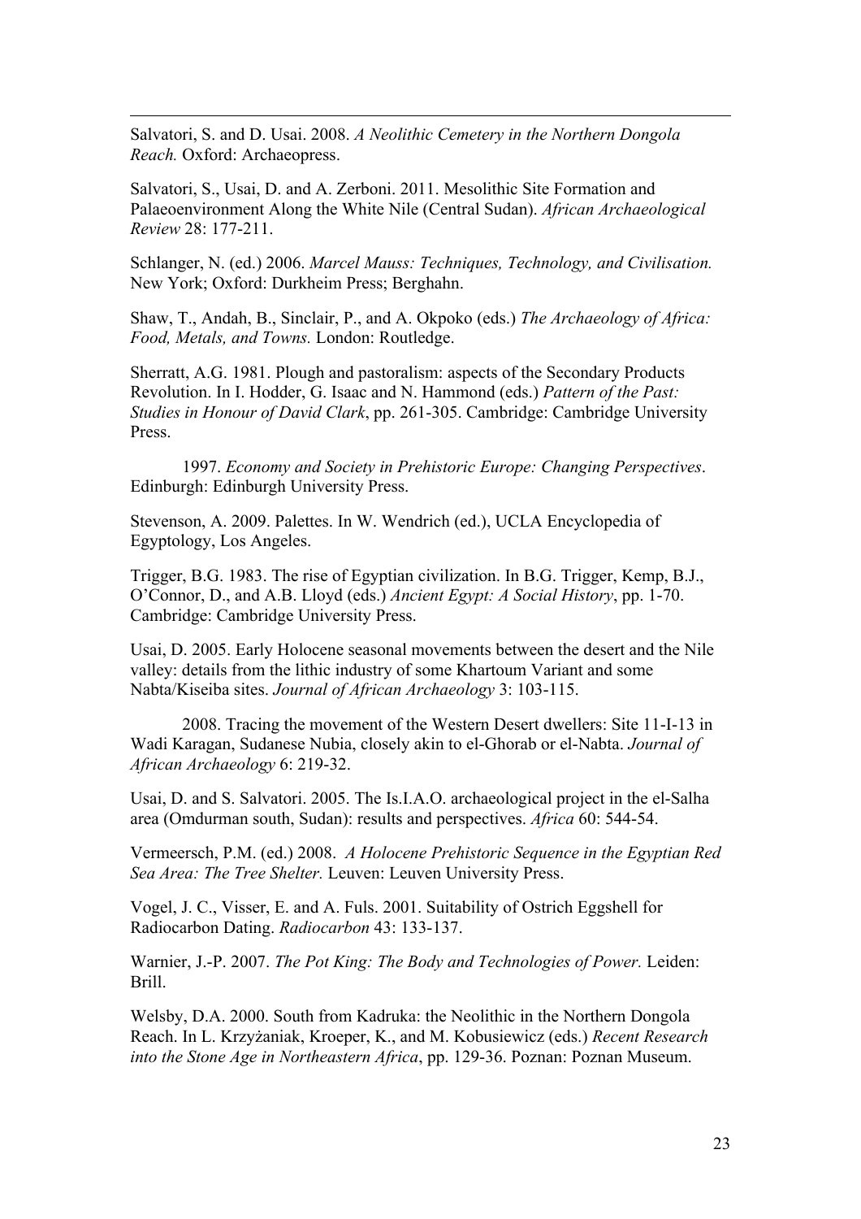Salvatori, S. and D. Usai. 2008. *A Neolithic Cemetery in the Northern Dongola Reach.* Oxford: Archaeopress.

Salvatori, S., Usai, D. and A. Zerboni. 2011. Mesolithic Site Formation and Palaeoenvironment Along the White Nile (Central Sudan). *African Archaeological Review* 28: 177-211.

Schlanger, N. (ed.) 2006. *Marcel Mauss: Techniques, Technology, and Civilisation.* New York; Oxford: Durkheim Press; Berghahn.

Shaw, T., Andah, B., Sinclair, P., and A. Okpoko (eds.) *The Archaeology of Africa: Food, Metals, and Towns.* London: Routledge.

Sherratt, A.G. 1981. Plough and pastoralism: aspects of the Secondary Products Revolution. In I. Hodder, G. Isaac and N. Hammond (eds.) *Pattern of the Past: Studies in Honour of David Clark*, pp. 261-305. Cambridge: Cambridge University Press.

1997. *Economy and Society in Prehistoric Europe: Changing Perspectives*. Edinburgh: Edinburgh University Press.

Stevenson, A. 2009. Palettes. In W. Wendrich (ed.), UCLA Encyclopedia of Egyptology, Los Angeles.

Trigger, B.G. 1983. The rise of Egyptian civilization. In B.G. Trigger, Kemp, B.J., O'Connor, D., and A.B. Lloyd (eds.) *Ancient Egypt: A Social History*, pp. 1-70. Cambridge: Cambridge University Press.

Usai, D. 2005. Early Holocene seasonal movements between the desert and the Nile valley: details from the lithic industry of some Khartoum Variant and some Nabta/Kiseiba sites. *Journal of African Archaeology* 3: 103-115.

2008. Tracing the movement of the Western Desert dwellers: Site 11-I-13 in Wadi Karagan, Sudanese Nubia, closely akin to el-Ghorab or el-Nabta. *Journal of African Archaeology* 6: 219-32.

Usai, D. and S. Salvatori. 2005. The Is.I.A.O. archaeological project in the el-Salha area (Omdurman south, Sudan): results and perspectives. *Africa* 60: 544-54.

Vermeersch, P.M. (ed.) 2008. *A Holocene Prehistoric Sequence in the Egyptian Red Sea Area: The Tree Shelter.* Leuven: Leuven University Press.

Vogel, J. C., Visser, E. and A. Fuls. 2001. Suitability of Ostrich Eggshell for Radiocarbon Dating. *Radiocarbon* 43: 133-137.

Warnier, J.-P. 2007. *The Pot King: The Body and Technologies of Power.* Leiden: Brill.

Welsby, D.A. 2000. South from Kadruka: the Neolithic in the Northern Dongola Reach. In L. Krzyżaniak, Kroeper, K., and M. Kobusiewicz (eds.) *Recent Research into the Stone Age in Northeastern Africa*, pp. 129-36. Poznan: Poznan Museum.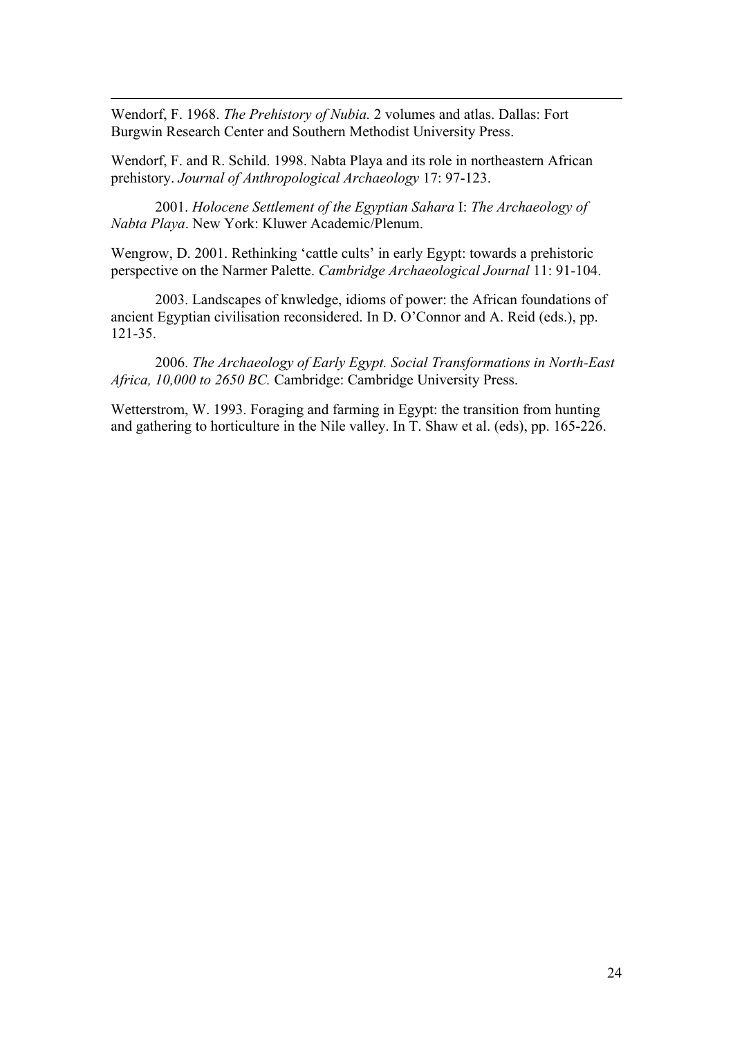Wendorf, F. 1968. *The Prehistory of Nubia.* 2 volumes and atlas. Dallas: Fort Burgwin Research Center and Southern Methodist University Press.

Wendorf, F. and R. Schild. 1998. Nabta Playa and its role in northeastern African prehistory. *Journal of Anthropological Archaeology* 17: 97-123.

2001. *Holocene Settlement of the Egyptian Sahara* I: *The Archaeology of Nabta Playa*. New York: Kluwer Academic/Plenum.

Wengrow, D. 2001. Rethinking 'cattle cults' in early Egypt: towards a prehistoric perspective on the Narmer Palette. *Cambridge Archaeological Journal* 11: 91-104.

2003. Landscapes of knwledge, idioms of power: the African foundations of ancient Egyptian civilisation reconsidered. In D. O'Connor and A. Reid (eds.), pp. 121-35.

2006. *The Archaeology of Early Egypt. Social Transformations in North-East Africa, 10,000 to 2650 BC.* Cambridge: Cambridge University Press.

Wetterstrom, W. 1993. Foraging and farming in Egypt: the transition from hunting and gathering to horticulture in the Nile valley. In T. Shaw et al. (eds), pp. 165-226.